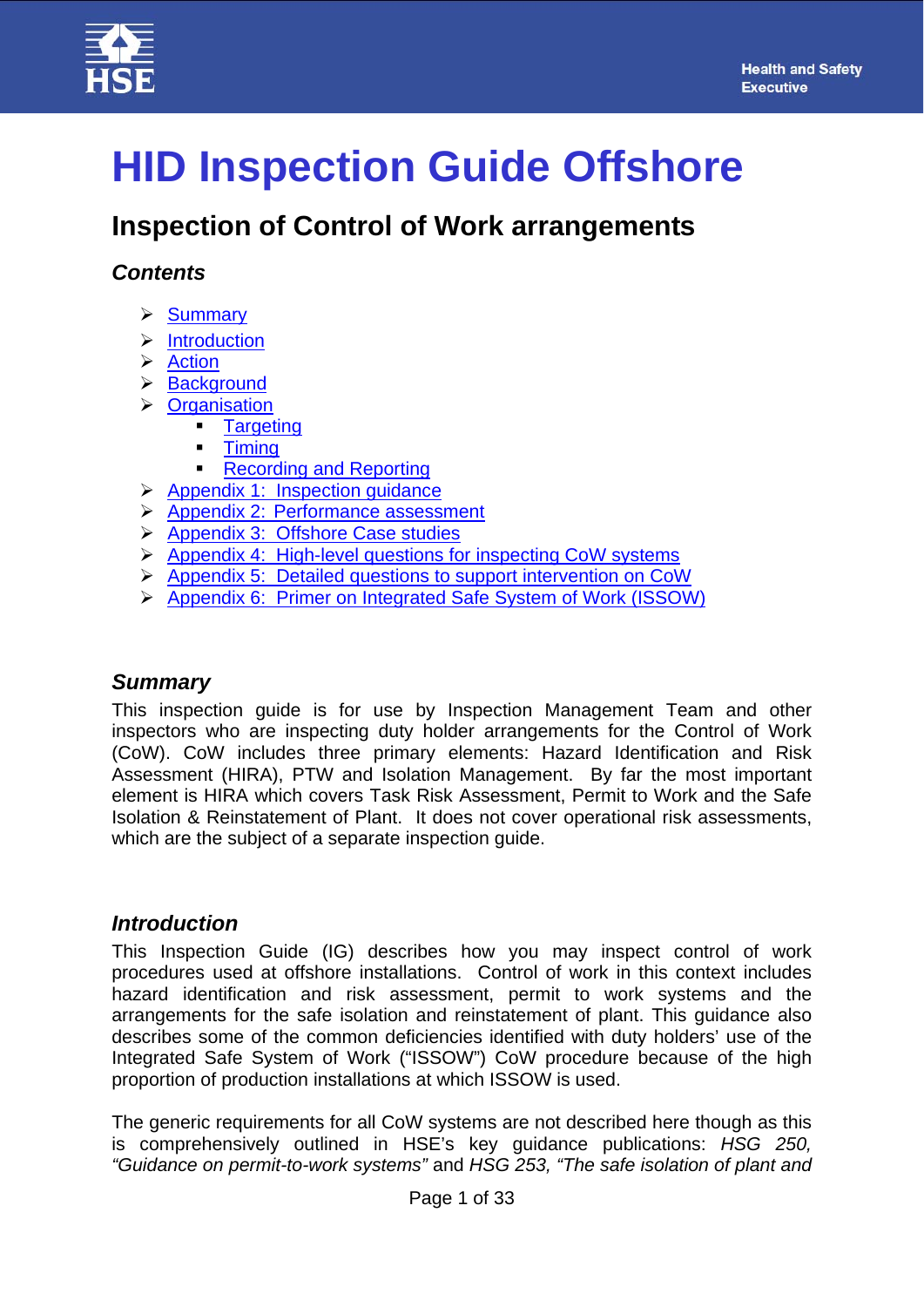# HID Inspection Guide Offshore

## Inspection of Control of Work arrangements

### Contents

- Summary
- Introduction
- Action
- Background
- Organisation
  - Targeting
  - Timing
  - Recording and Reporting
- Appendix 1: Inspection guidance
- Appendix 2: Performance assessment
- Appendix 3: Offshore Case studies
- Appendix 4: High-level questions for inspecting CoW systems
- Appendix 5: Detailed questions to support intervention on CoW
- Appendix 6: Primer on Integrated Safe System of Work (ISSOW)

### Summary

This inspection guide is for use by Inspection Management Team and other inspectors who are inspecting duty holder arrangements for the Control of Work (CoW). CoW includes three primary elements: Hazard Identification and Risk Assessment (HIRA), PTW and Isolation Management. By far the most important element is HIRA which covers Task Risk Assessment, Permit to Work and the Safe Isolation & Reinstatement of Plant. It does not cover operational risk assessments, which are the subject of a separate inspection guide.

### Introduction

This Inspection Guide (IG) describes how you may inspect control of work procedures used at offshore installations. Control of work in this context includes hazard identification and risk assessment, permit to work systems and the arrangements for the safe isolation and reinstatement of plant. This guidance also describes some of the common deficiencies identified with duty holders' use of the Integrated Safe System of Work ("ISSOW") CoW procedure because of the high proportion of production installations at which ISSOW is used.

The generic requirements for all CoW systems are not described here though as this is comprehensively outlined in HSE's key guidance publications: *HSG 250, "Guidance on permit-to-work systems"* and *HSG 253, "The safe isolation of plant and*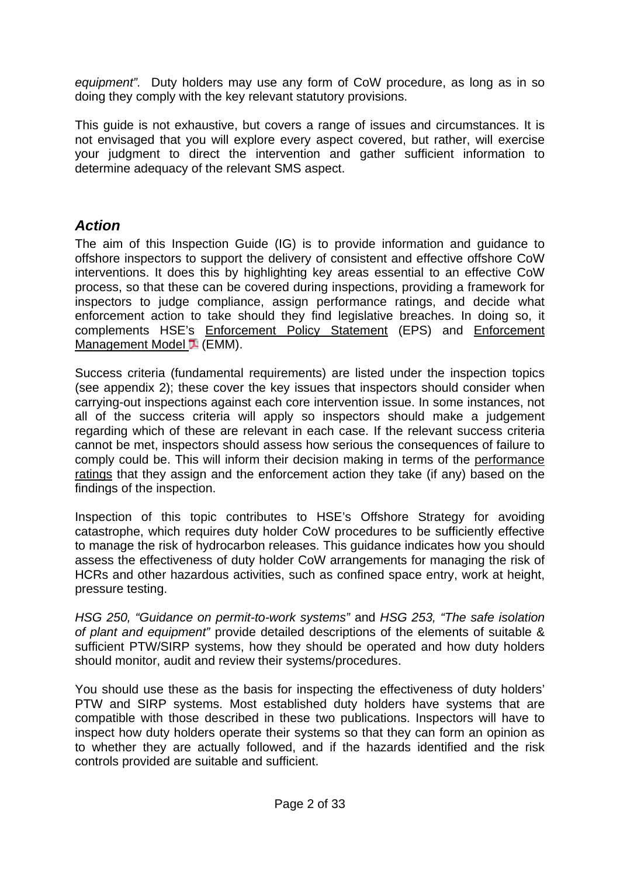*equipment".* Duty holders may use any form of CoW procedure, as long as in so doing they comply with the key relevant statutory provisions.

This guide is not exhaustive, but covers a range of issues and circumstances. It is not envisaged that you will explore every aspect covered, but rather, will exercise your judgment to direct the intervention and gather sufficient information to determine adequacy of the relevant SMS aspect.

## *Action*

The aim of this Inspection Guide (IG) is to provide information and guidance to offshore inspectors to support the delivery of consistent and effective offshore CoW interventions. It does this by highlighting key areas essential to an effective CoW process, so that these can be covered during inspections, providing a framework for inspectors to judge compliance, assign performance ratings, and decide what enforcement action to take should they find legislative breaches. In doing so, it complements HSE's Enforcement Policy Statement (EPS) and Enforcement Management Model (EMM).

Success criteria (fundamental requirements) are listed under the inspection topics (see appendix 2); these cover the key issues that inspectors should consider when carrying-out inspections against each core intervention issue. In some instances, not all of the success criteria will apply so inspectors should make a judgement regarding which of these are relevant in each case. If the relevant success criteria cannot be met, inspectors should assess how serious the consequences of failure to comply could be. This will inform their decision making in terms of the performance ratings that they assign and the enforcement action they take (if any) based on the findings of the inspection.

Inspection of this topic contributes to HSE's Offshore Strategy for avoiding catastrophe, which requires duty holder CoW procedures to be sufficiently effective to manage the risk of hydrocarbon releases. This guidance indicates how you should assess the effectiveness of duty holder CoW arrangements for managing the risk of HCRs and other hazardous activities, such as confined space entry, work at height, pressure testing.

*HSG 250, "Guidance on permit-to-work systems"* and *HSG 253, "The safe isolation of plant and equipment"* provide detailed descriptions of the elements of suitable & sufficient PTW/SIRP systems, how they should be operated and how duty holders should monitor, audit and review their systems/procedures.

You should use these as the basis for inspecting the effectiveness of duty holders' PTW and SIRP systems. Most established duty holders have systems that are compatible with those described in these two publications. Inspectors will have to inspect how duty holders operate their systems so that they can form an opinion as to whether they are actually followed, and if the hazards identified and the risk controls provided are suitable and sufficient.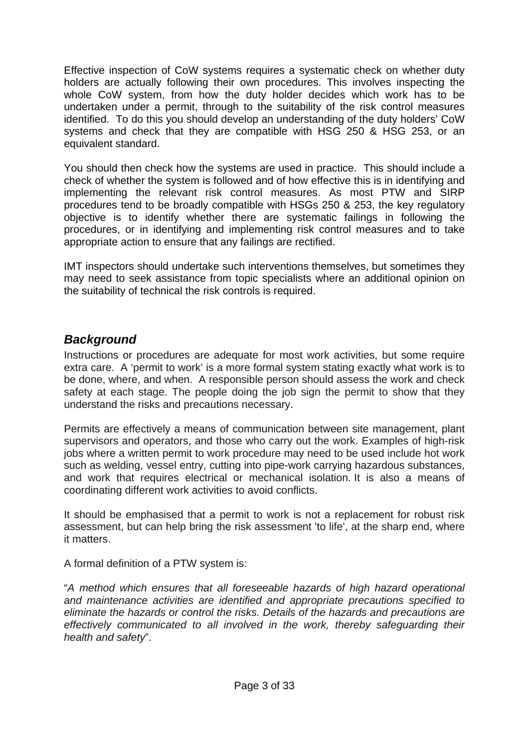Effective inspection of CoW systems requires a systematic check on whether duty holders are actually following their own procedures. This involves inspecting the whole CoW system, from how the duty holder decides which work has to be undertaken under a permit, through to the suitability of the risk control measures identified. To do this you should develop an understanding of the duty holders' CoW systems and check that they are compatible with HSG 250 & HSG 253, or an equivalent standard.

You should then check how the systems are used in practice. This should include a check of whether the system is followed and of how effective this is in identifying and implementing the relevant risk control measures. As most PTW and SIRP procedures tend to be broadly compatible with HSGs 250 & 253, the key regulatory objective is to identify whether there are systematic failings in following the procedures, or in identifying and implementing risk control measures and to take appropriate action to ensure that any failings are rectified.

IMT inspectors should undertake such interventions themselves, but sometimes they may need to seek assistance from topic specialists where an additional opinion on the suitability of technical the risk controls is required.

## *Background*

Instructions or procedures are adequate for most work activities, but some require extra care. A 'permit to work' is a more formal system stating exactly what work is to be done, where, and when. A responsible person should assess the work and check safety at each stage. The people doing the job sign the permit to show that they understand the risks and precautions necessary.

Permits are effectively a means of communication between site management, plant supervisors and operators, and those who carry out the work. Examples of high-risk jobs where a written permit to work procedure may need to be used include hot work such as welding, vessel entry, cutting into pipe-work carrying hazardous substances, and work that requires electrical or mechanical isolation. It is also a means of coordinating different work activities to avoid conflicts.

It should be emphasised that a permit to work is not a replacement for robust risk assessment, but can help bring the risk assessment 'to life', at the sharp end, where it matters.

A formal definition of a PTW system is:

"*A method which ensures that all foreseeable hazards of high hazard operational and maintenance activities are identified and appropriate precautions specified to eliminate the hazards or control the risks. Details of the hazards and precautions are effectively communicated to all involved in the work, thereby safeguarding their health and safety*".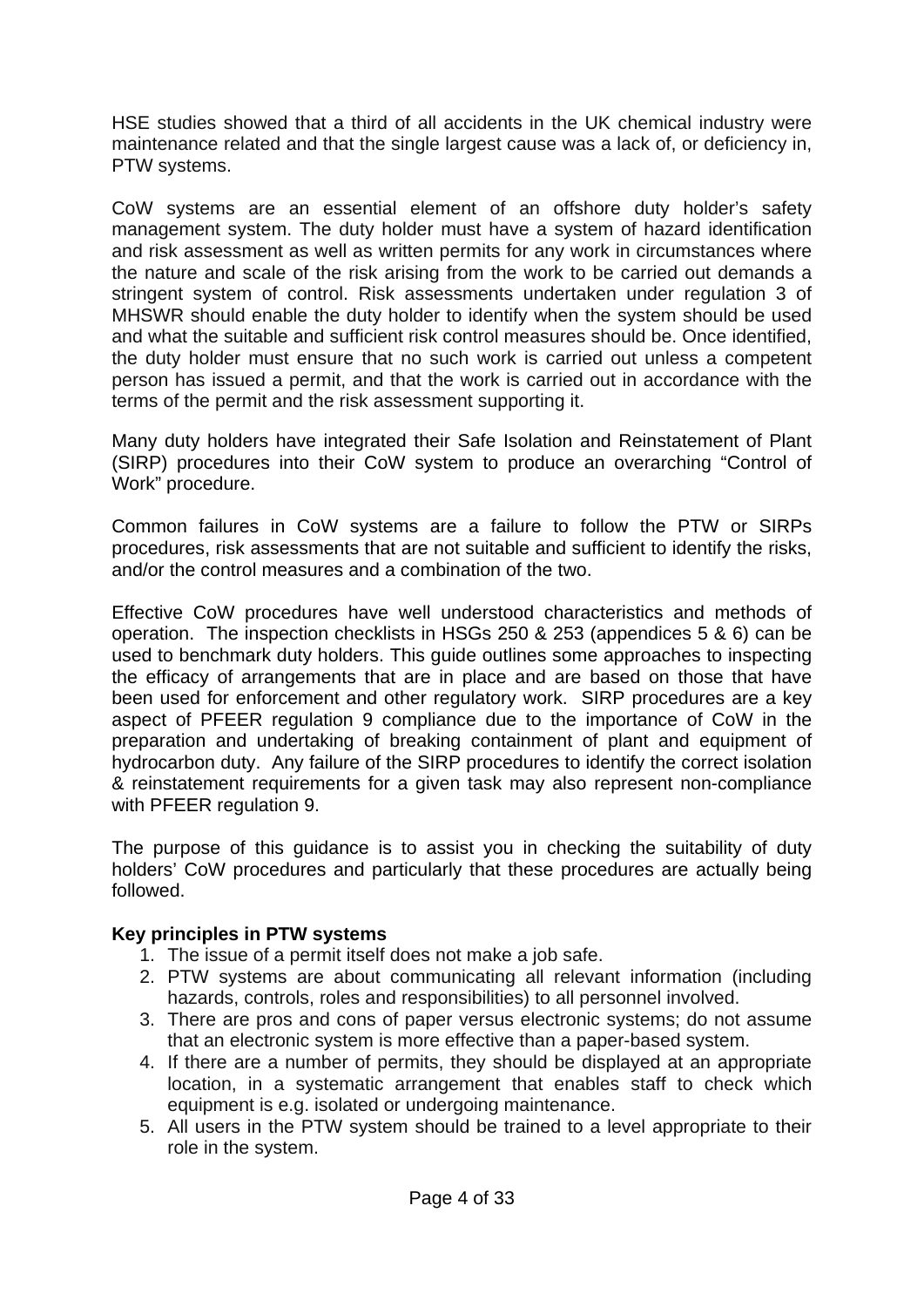HSE studies showed that a third of all accidents in the UK chemical industry were maintenance related and that the single largest cause was a lack of, or deficiency in, PTW systems.

CoW systems are an essential element of an offshore duty holder's safety management system. The duty holder must have a system of hazard identification and risk assessment as well as written permits for any work in circumstances where the nature and scale of the risk arising from the work to be carried out demands a stringent system of control. Risk assessments undertaken under regulation 3 of MHSWR should enable the duty holder to identify when the system should be used and what the suitable and sufficient risk control measures should be. Once identified, the duty holder must ensure that no such work is carried out unless a competent person has issued a permit, and that the work is carried out in accordance with the terms of the permit and the risk assessment supporting it.

Many duty holders have integrated their Safe Isolation and Reinstatement of Plant (SIRP) procedures into their CoW system to produce an overarching "Control of Work" procedure.

Common failures in CoW systems are a failure to follow the PTW or SIRPs procedures, risk assessments that are not suitable and sufficient to identify the risks, and/or the control measures and a combination of the two.

Effective CoW procedures have well understood characteristics and methods of operation. The inspection checklists in HSGs 250 & 253 (appendices 5 & 6) can be used to benchmark duty holders. This guide outlines some approaches to inspecting the efficacy of arrangements that are in place and are based on those that have been used for enforcement and other regulatory work. SIRP procedures are a key aspect of PFEER regulation 9 compliance due to the importance of CoW in the preparation and undertaking of breaking containment of plant and equipment of hydrocarbon duty. Any failure of the SIRP procedures to identify the correct isolation & reinstatement requirements for a given task may also represent non-compliance with PFEER regulation 9.

The purpose of this guidance is to assist you in checking the suitability of duty holders' CoW procedures and particularly that these procedures are actually being followed.

**Key principles in PTW systems**

1. The issue of a permit itself does not make a job safe.
2. PTW systems are about communicating all relevant information (including hazards, controls, roles and responsibilities) to all personnel involved.
3. There are pros and cons of paper versus electronic systems; do not assume that an electronic system is more effective than a paper-based system.
4. If there are a number of permits, they should be displayed at an appropriate location, in a systematic arrangement that enables staff to check which equipment is e.g. isolated or undergoing maintenance.
5. All users in the PTW system should be trained to a level appropriate to their role in the system.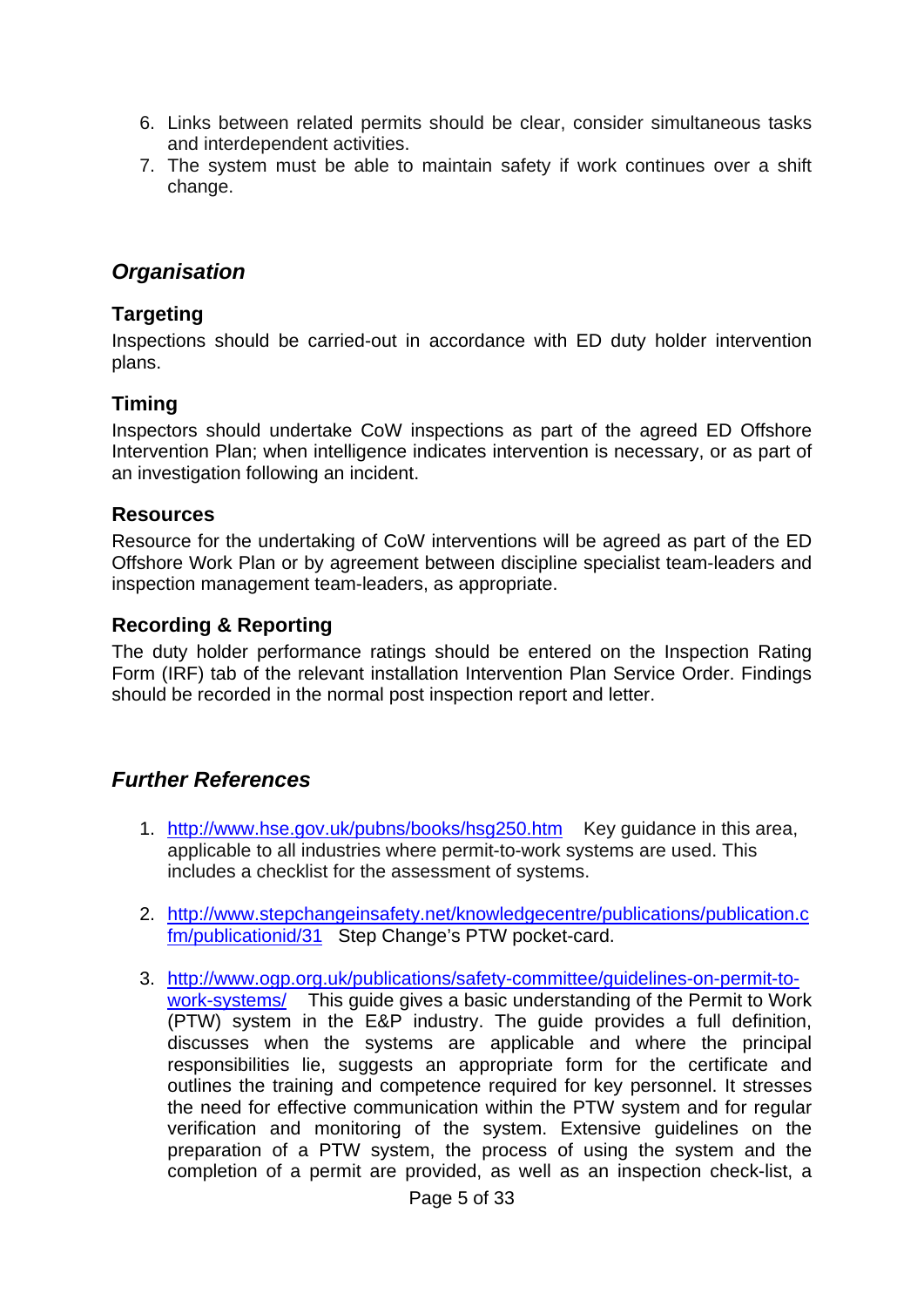6. Links between related permits should be clear, consider simultaneous tasks and interdependent activities.
7. The system must be able to maintain safety if work continues over a shift change.

## *Organisation*

### Targeting

Inspections should be carried-out in accordance with ED duty holder intervention plans.

### Timing

Inspectors should undertake CoW inspections as part of the agreed ED Offshore Intervention Plan; when intelligence indicates intervention is necessary, or as part of an investigation following an incident.

### Resources

Resource for the undertaking of CoW interventions will be agreed as part of the ED Offshore Work Plan or by agreement between discipline specialist team-leaders and inspection management team-leaders, as appropriate.

### Recording & Reporting

The duty holder performance ratings should be entered on the Inspection Rating Form (IRF) tab of the relevant installation Intervention Plan Service Order. Findings should be recorded in the normal post inspection report and letter.

## *Further References*

1. http://www.hse.gov.uk/pubns/books/hsg250.htm Key guidance in this area, applicable to all industries where permit-to-work systems are used. This includes a checklist for the assessment of systems.

2. http://www.stepchangeinsafety.net/knowledgecentre/publications/publication.cfm/publicationid/31 Step Change's PTW pocket-card.

3. http://www.ogp.org.uk/publications/safety-committee/guidelines-on-permit-to-work-systems/ This guide gives a basic understanding of the Permit to Work (PTW) system in the E&P industry. The guide provides a full definition, discusses when the systems are applicable and where the principal responsibilities lie, suggests an appropriate form for the certificate and outlines the training and competence required for key personnel. It stresses the need for effective communication within the PTW system and for regular verification and monitoring of the system. Extensive guidelines on the preparation of a PTW system, the process of using the system and the completion of a permit are provided, as well as an inspection check-list, a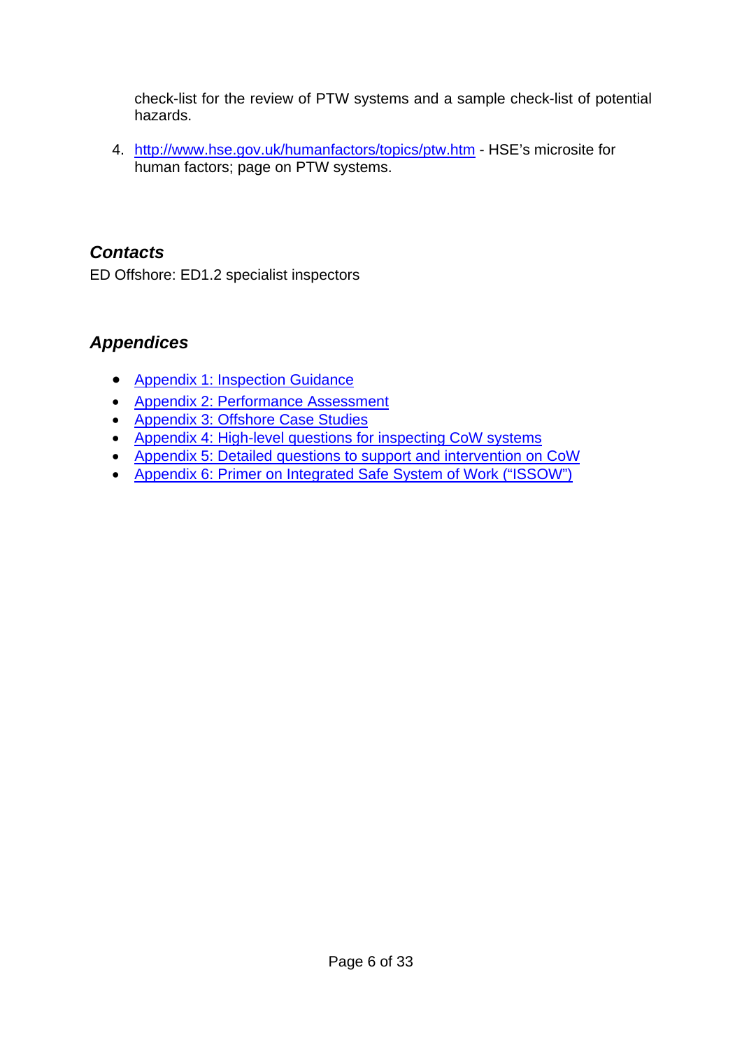check-list for the review of PTW systems and a sample check-list of potential hazards.

4. http://www.hse.gov.uk/humanfactors/topics/ptw.htm - HSE's microsite for human factors; page on PTW systems.

## *Contacts*

ED Offshore: ED1.2 specialist inspectors

## *Appendices*

- Appendix 1: Inspection Guidance
- Appendix 2: Performance Assessment
- Appendix 3: Offshore Case Studies
- Appendix 4: High-level questions for inspecting CoW systems
- Appendix 5: Detailed questions to support and intervention on CoW
- Appendix 6: Primer on Integrated Safe System of Work ("ISSOW")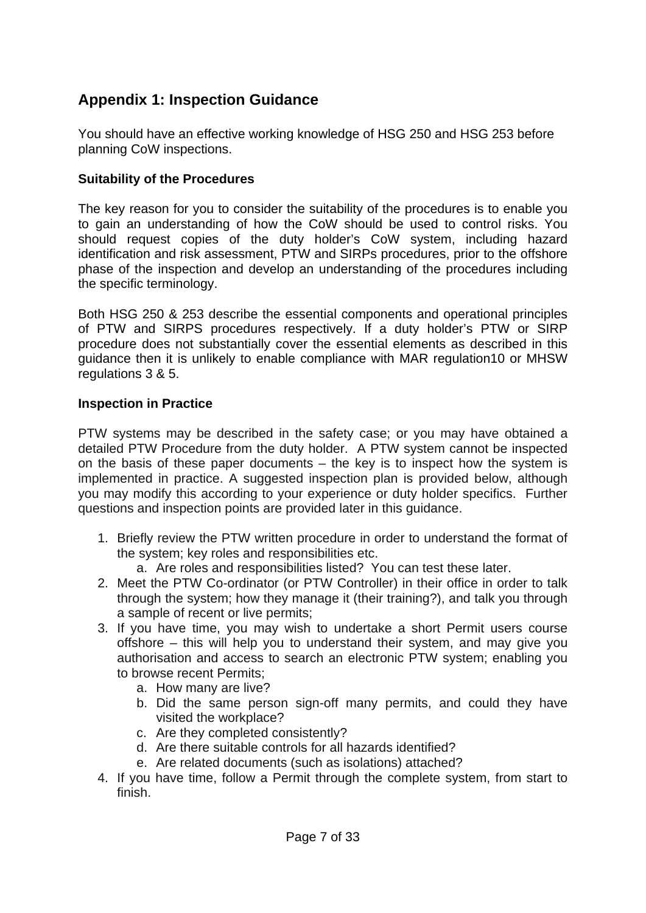## Appendix 1: Inspection Guidance

You should have an effective working knowledge of HSG 250 and HSG 253 before planning CoW inspections.

### Suitability of the Procedures

The key reason for you to consider the suitability of the procedures is to enable you to gain an understanding of how the CoW should be used to control risks. You should request copies of the duty holder's CoW system, including hazard identification and risk assessment, PTW and SIRPs procedures, prior to the offshore phase of the inspection and develop an understanding of the procedures including the specific terminology.

Both HSG 250 & 253 describe the essential components and operational principles of PTW and SIRPS procedures respectively. If a duty holder's PTW or SIRP procedure does not substantially cover the essential elements as described in this guidance then it is unlikely to enable compliance with MAR regulation10 or MHSW regulations 3 & 5.

### Inspection in Practice

PTW systems may be described in the safety case; or you may have obtained a detailed PTW Procedure from the duty holder. A PTW system cannot be inspected on the basis of these paper documents – the key is to inspect how the system is implemented in practice. A suggested inspection plan is provided below, although you may modify this according to your experience or duty holder specifics. Further questions and inspection points are provided later in this guidance.

1. Briefly review the PTW written procedure in order to understand the format of the system; key roles and responsibilities etc.
   a. Are roles and responsibilities listed? You can test these later.
2. Meet the PTW Co-ordinator (or PTW Controller) in their office in order to talk through the system; how they manage it (their training?), and talk you through a sample of recent or live permits;
3. If you have time, you may wish to undertake a short Permit users course offshore – this will help you to understand their system, and may give you authorisation and access to search an electronic PTW system; enabling you to browse recent Permits;
   a. How many are live?
   b. Did the same person sign-off many permits, and could they have visited the workplace?
   c. Are they completed consistently?
   d. Are there suitable controls for all hazards identified?
   e. Are related documents (such as isolations) attached?
4. If you have time, follow a Permit through the complete system, from start to finish.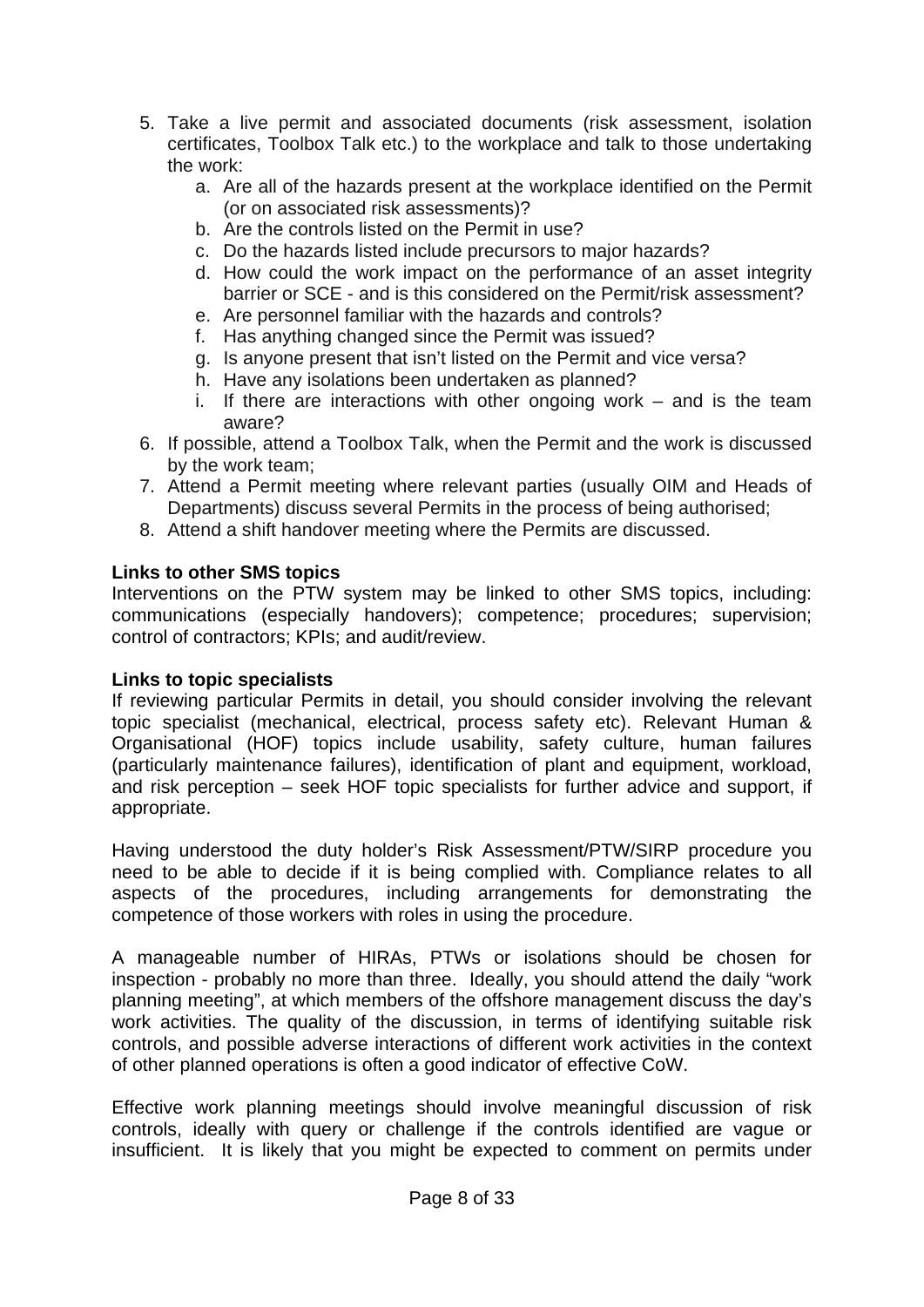5. Take a live permit and associated documents (risk assessment, isolation certificates, Toolbox Talk etc.) to the workplace and talk to those undertaking the work:
    a. Are all of the hazards present at the workplace identified on the Permit (or on associated risk assessments)?
    b. Are the controls listed on the Permit in use?
    c. Do the hazards listed include precursors to major hazards?
    d. How could the work impact on the performance of an asset integrity barrier or SCE - and is this considered on the Permit/risk assessment?
    e. Are personnel familiar with the hazards and controls?
    f. Has anything changed since the Permit was issued?
    g. Is anyone present that isn't listed on the Permit and vice versa?
    h. Have any isolations been undertaken as planned?
    i. If there are interactions with other ongoing work – and is the team aware?
6. If possible, attend a Toolbox Talk, when the Permit and the work is discussed by the work team;
7. Attend a Permit meeting where relevant parties (usually OIM and Heads of Departments) discuss several Permits in the process of being authorised;
8. Attend a shift handover meeting where the Permits are discussed.

**Links to other SMS topics**
Interventions on the PTW system may be linked to other SMS topics, including: communications (especially handovers); competence; procedures; supervision; control of contractors; KPIs; and audit/review.

**Links to topic specialists**
If reviewing particular Permits in detail, you should consider involving the relevant topic specialist (mechanical, electrical, process safety etc). Relevant Human & Organisational (HOF) topics include usability, safety culture, human failures (particularly maintenance failures), identification of plant and equipment, workload, and risk perception – seek HOF topic specialists for further advice and support, if appropriate.

Having understood the duty holder's Risk Assessment/PTW/SIRP procedure you need to be able to decide if it is being complied with. Compliance relates to all aspects of the procedures, including arrangements for demonstrating the competence of those workers with roles in using the procedure.

A manageable number of HIRAs, PTWs or isolations should be chosen for inspection - probably no more than three. Ideally, you should attend the daily "work planning meeting", at which members of the offshore management discuss the day's work activities. The quality of the discussion, in terms of identifying suitable risk controls, and possible adverse interactions of different work activities in the context of other planned operations is often a good indicator of effective CoW.

Effective work planning meetings should involve meaningful discussion of risk controls, ideally with query or challenge if the controls identified are vague or insufficient. It is likely that you might be expected to comment on permits under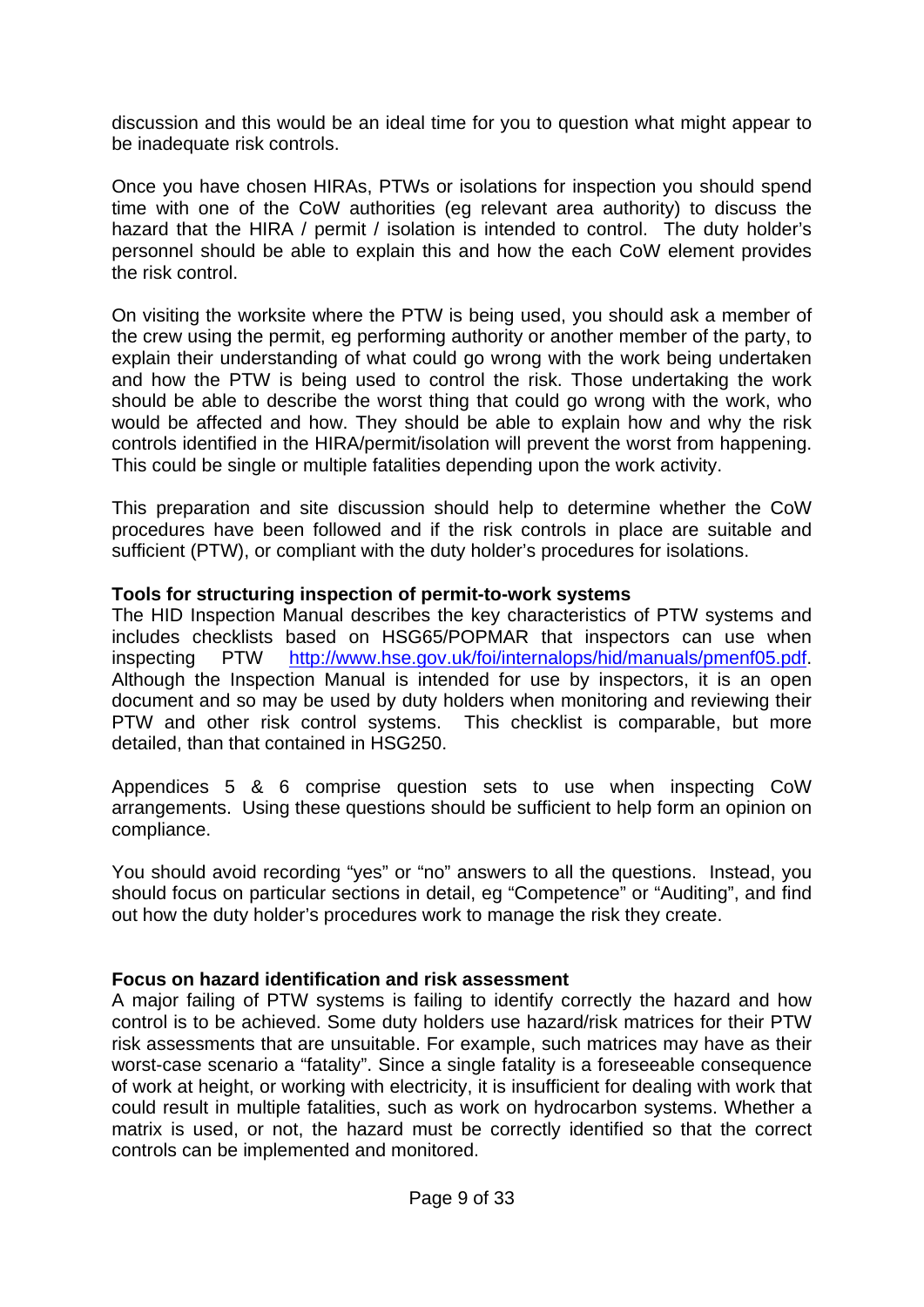discussion and this would be an ideal time for you to question what might appear to be inadequate risk controls.

Once you have chosen HIRAs, PTWs or isolations for inspection you should spend time with one of the CoW authorities (eg relevant area authority) to discuss the hazard that the HIRA / permit / isolation is intended to control. The duty holder's personnel should be able to explain this and how the each CoW element provides the risk control.

On visiting the worksite where the PTW is being used, you should ask a member of the crew using the permit, eg performing authority or another member of the party, to explain their understanding of what could go wrong with the work being undertaken and how the PTW is being used to control the risk. Those undertaking the work should be able to describe the worst thing that could go wrong with the work, who would be affected and how. They should be able to explain how and why the risk controls identified in the HIRA/permit/isolation will prevent the worst from happening. This could be single or multiple fatalities depending upon the work activity.

This preparation and site discussion should help to determine whether the CoW procedures have been followed and if the risk controls in place are suitable and sufficient (PTW), or compliant with the duty holder's procedures for isolations.

**Tools for structuring inspection of permit-to-work systems**

The HID Inspection Manual describes the key characteristics of PTW systems and includes checklists based on HSG65/POPMAR that inspectors can use when inspecting PTW http://www.hse.gov.uk/foi/internalops/hid/manuals/pmenf05.pdf. Although the Inspection Manual is intended for use by inspectors, it is an open document and so may be used by duty holders when monitoring and reviewing their PTW and other risk control systems. This checklist is comparable, but more detailed, than that contained in HSG250.

Appendices 5 & 6 comprise question sets to use when inspecting CoW arrangements. Using these questions should be sufficient to help form an opinion on compliance.

You should avoid recording "yes" or "no" answers to all the questions. Instead, you should focus on particular sections in detail, eg "Competence" or "Auditing", and find out how the duty holder's procedures work to manage the risk they create.

**Focus on hazard identification and risk assessment**

A major failing of PTW systems is failing to identify correctly the hazard and how control is to be achieved. Some duty holders use hazard/risk matrices for their PTW risk assessments that are unsuitable. For example, such matrices may have as their worst-case scenario a "fatality". Since a single fatality is a foreseeable consequence of work at height, or working with electricity, it is insufficient for dealing with work that could result in multiple fatalities, such as work on hydrocarbon systems. Whether a matrix is used, or not, the hazard must be correctly identified so that the correct controls can be implemented and monitored.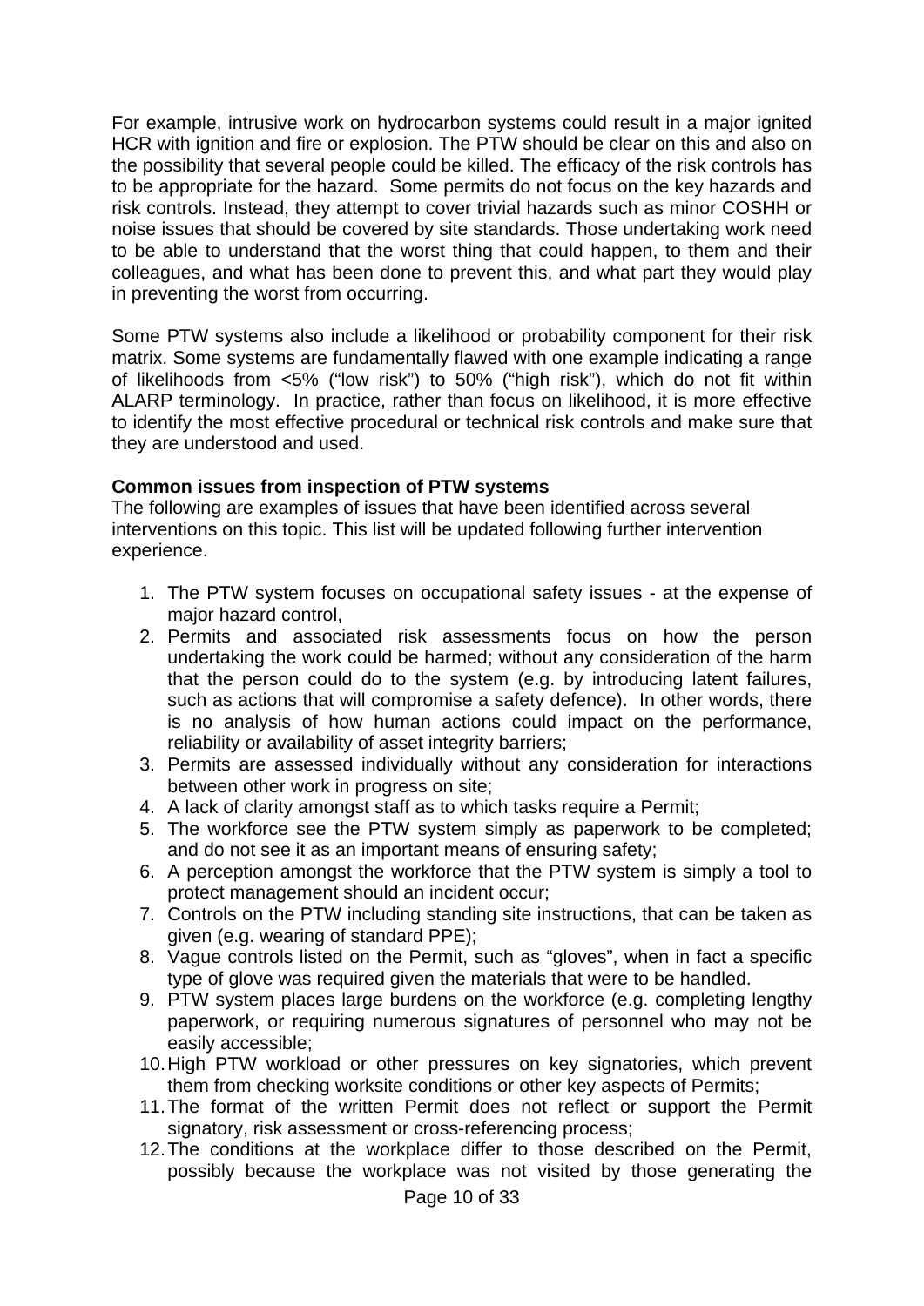For example, intrusive work on hydrocarbon systems could result in a major ignited HCR with ignition and fire or explosion. The PTW should be clear on this and also on the possibility that several people could be killed. The efficacy of the risk controls has to be appropriate for the hazard. Some permits do not focus on the key hazards and risk controls. Instead, they attempt to cover trivial hazards such as minor COSHH or noise issues that should be covered by site standards. Those undertaking work need to be able to understand that the worst thing that could happen, to them and their colleagues, and what has been done to prevent this, and what part they would play in preventing the worst from occurring.

Some PTW systems also include a likelihood or probability component for their risk matrix. Some systems are fundamentally flawed with one example indicating a range of likelihoods from <5% ("low risk") to 50% ("high risk"), which do not fit within ALARP terminology. In practice, rather than focus on likelihood, it is more effective to identify the most effective procedural or technical risk controls and make sure that they are understood and used.

**Common issues from inspection of PTW systems**

The following are examples of issues that have been identified across several interventions on this topic. This list will be updated following further intervention experience.

1. The PTW system focuses on occupational safety issues - at the expense of major hazard control,
2. Permits and associated risk assessments focus on how the person undertaking the work could be harmed; without any consideration of the harm that the person could do to the system (e.g. by introducing latent failures, such as actions that will compromise a safety defence). In other words, there is no analysis of how human actions could impact on the performance, reliability or availability of asset integrity barriers;
3. Permits are assessed individually without any consideration for interactions between other work in progress on site;
4. A lack of clarity amongst staff as to which tasks require a Permit;
5. The workforce see the PTW system simply as paperwork to be completed; and do not see it as an important means of ensuring safety;
6. A perception amongst the workforce that the PTW system is simply a tool to protect management should an incident occur;
7. Controls on the PTW including standing site instructions, that can be taken as given (e.g. wearing of standard PPE);
8. Vague controls listed on the Permit, such as "gloves", when in fact a specific type of glove was required given the materials that were to be handled.
9. PTW system places large burdens on the workforce (e.g. completing lengthy paperwork, or requiring numerous signatures of personnel who may not be easily accessible;
10. High PTW workload or other pressures on key signatories, which prevent them from checking worksite conditions or other key aspects of Permits;
11. The format of the written Permit does not reflect or support the Permit signatory, risk assessment or cross-referencing process;
12. The conditions at the workplace differ to those described on the Permit, possibly because the workplace was not visited by those generating the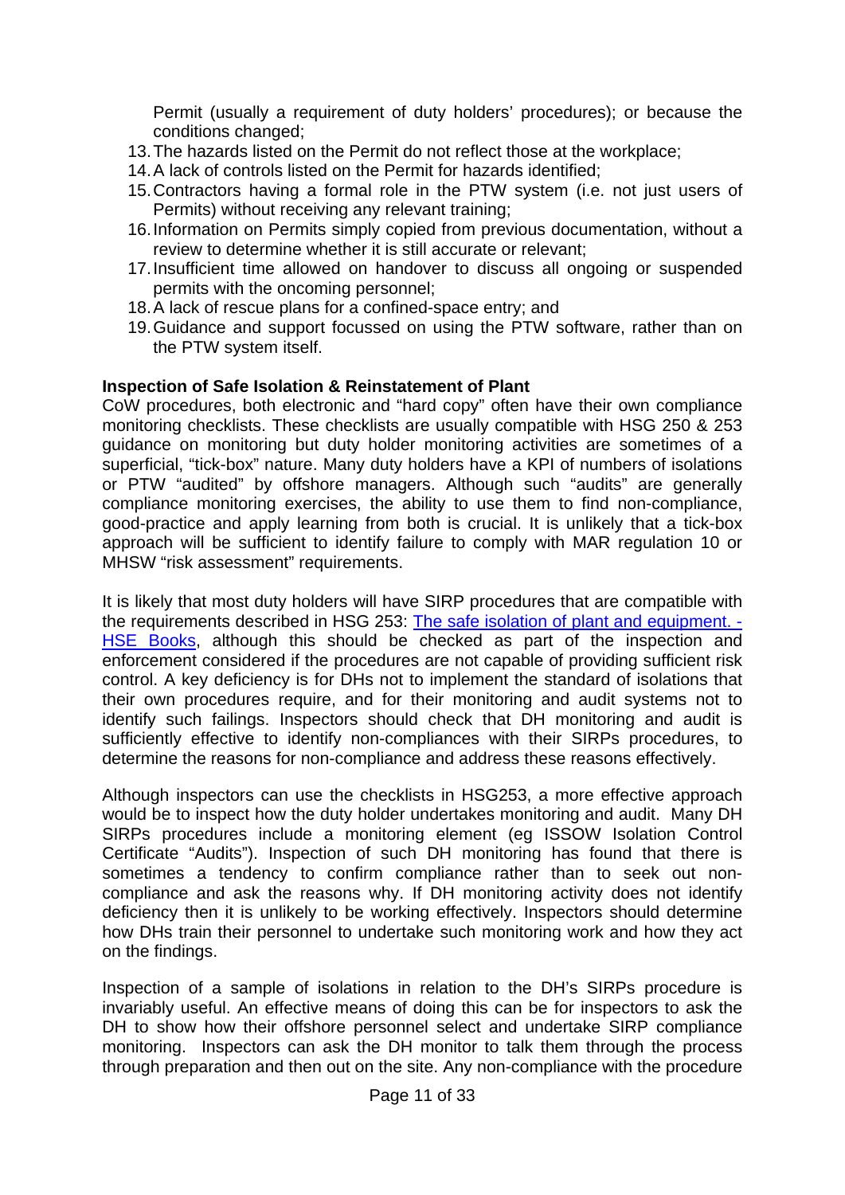Permit (usually a requirement of duty holders' procedures); or because the conditions changed;

13. The hazards listed on the Permit do not reflect those at the workplace;
14. A lack of controls listed on the Permit for hazards identified;
15. Contractors having a formal role in the PTW system (i.e. not just users of Permits) without receiving any relevant training;
16. Information on Permits simply copied from previous documentation, without a review to determine whether it is still accurate or relevant;
17. Insufficient time allowed on handover to discuss all ongoing or suspended permits with the oncoming personnel;
18. A lack of rescue plans for a confined-space entry; and
19. Guidance and support focussed on using the PTW software, rather than on the PTW system itself.

**Inspection of Safe Isolation & Reinstatement of Plant**

CoW procedures, both electronic and "hard copy" often have their own compliance monitoring checklists. These checklists are usually compatible with HSG 250 & 253 guidance on monitoring but duty holder monitoring activities are sometimes of a superficial, "tick-box" nature. Many duty holders have a KPI of numbers of isolations or PTW "audited" by offshore managers. Although such "audits" are generally compliance monitoring exercises, the ability to use them to find non-compliance, good-practice and apply learning from both is crucial. It is unlikely that a tick-box approach will be sufficient to identify failure to comply with MAR regulation 10 or MHSW "risk assessment" requirements.

It is likely that most duty holders will have SIRP procedures that are compatible with the requirements described in HSG 253: [The safe isolation of plant and equipment. - HSE Books](), although this should be checked as part of the inspection and enforcement considered if the procedures are not capable of providing sufficient risk control. A key deficiency is for DHs not to implement the standard of isolations that their own procedures require, and for their monitoring and audit systems not to identify such failings. Inspectors should check that DH monitoring and audit is sufficiently effective to identify non-compliances with their SIRPs procedures, to determine the reasons for non-compliance and address these reasons effectively.

Although inspectors can use the checklists in HSG253, a more effective approach would be to inspect how the duty holder undertakes monitoring and audit. Many DH SIRPs procedures include a monitoring element (eg ISSOW Isolation Control Certificate "Audits"). Inspection of such DH monitoring has found that there is sometimes a tendency to confirm compliance rather than to seek out non-compliance and ask the reasons why. If DH monitoring activity does not identify deficiency then it is unlikely to be working effectively. Inspectors should determine how DHs train their personnel to undertake such monitoring work and how they act on the findings.

Inspection of a sample of isolations in relation to the DH's SIRPs procedure is invariably useful. An effective means of doing this can be for inspectors to ask the DH to show how their offshore personnel select and undertake SIRP compliance monitoring. Inspectors can ask the DH monitor to talk them through the process through preparation and then out on the site. Any non-compliance with the procedure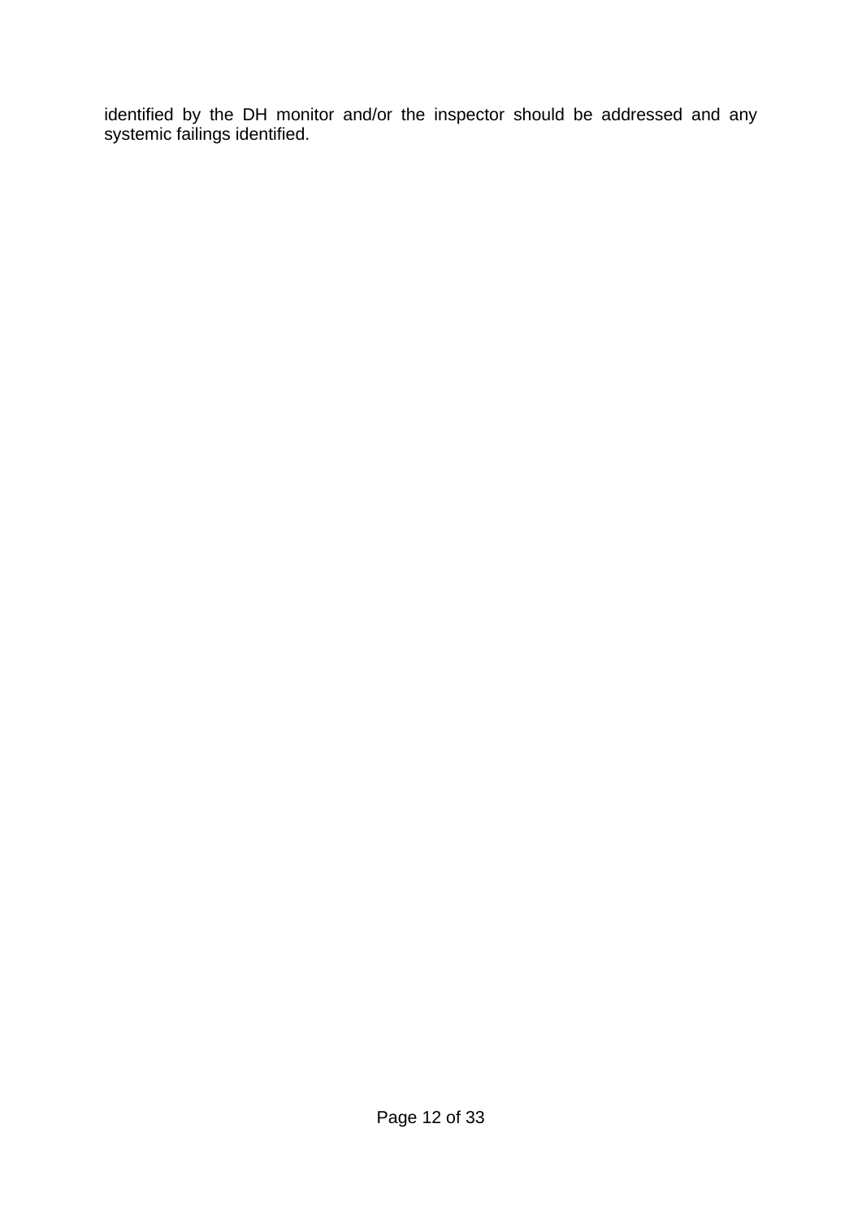identified by the DH monitor and/or the inspector should be addressed and any systemic failings identified.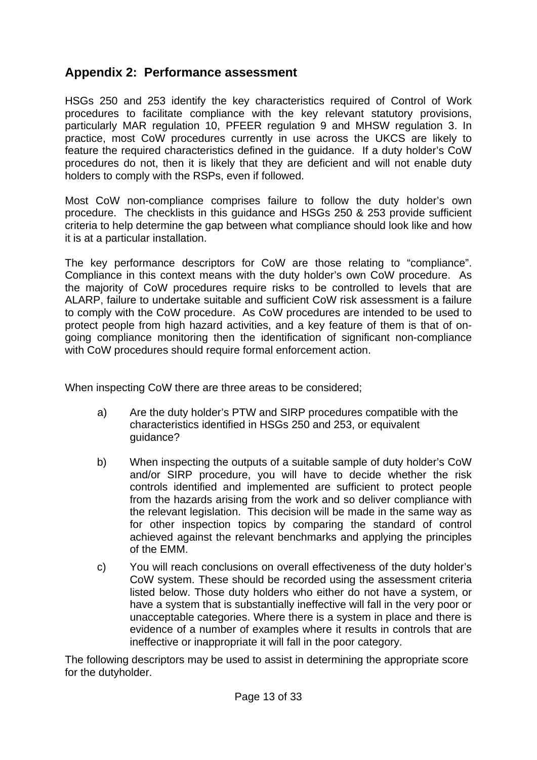## Appendix 2: Performance assessment

HSGs 250 and 253 identify the key characteristics required of Control of Work procedures to facilitate compliance with the key relevant statutory provisions, particularly MAR regulation 10, PFEER regulation 9 and MHSW regulation 3. In practice, most CoW procedures currently in use across the UKCS are likely to feature the required characteristics defined in the guidance. If a duty holder's CoW procedures do not, then it is likely that they are deficient and will not enable duty holders to comply with the RSPs, even if followed.

Most CoW non-compliance comprises failure to follow the duty holder's own procedure. The checklists in this guidance and HSGs 250 & 253 provide sufficient criteria to help determine the gap between what compliance should look like and how it is at a particular installation.

The key performance descriptors for CoW are those relating to "compliance". Compliance in this context means with the duty holder's own CoW procedure. As the majority of CoW procedures require risks to be controlled to levels that are ALARP, failure to undertake suitable and sufficient CoW risk assessment is a failure to comply with the CoW procedure. As CoW procedures are intended to be used to protect people from high hazard activities, and a key feature of them is that of on-going compliance monitoring then the identification of significant non-compliance with CoW procedures should require formal enforcement action.

When inspecting CoW there are three areas to be considered;

a) Are the duty holder's PTW and SIRP procedures compatible with the characteristics identified in HSGs 250 and 253, or equivalent guidance?

b) When inspecting the outputs of a suitable sample of duty holder's CoW and/or SIRP procedure, you will have to decide whether the risk controls identified and implemented are sufficient to protect people from the hazards arising from the work and so deliver compliance with the relevant legislation. This decision will be made in the same way as for other inspection topics by comparing the standard of control achieved against the relevant benchmarks and applying the principles of the EMM.

c) You will reach conclusions on overall effectiveness of the duty holder's CoW system. These should be recorded using the assessment criteria listed below. Those duty holders who either do not have a system, or have a system that is substantially ineffective will fall in the very poor or unacceptable categories. Where there is a system in place and there is evidence of a number of examples where it results in controls that are ineffective or inappropriate it will fall in the poor category.

The following descriptors may be used to assist in determining the appropriate score for the dutyholder.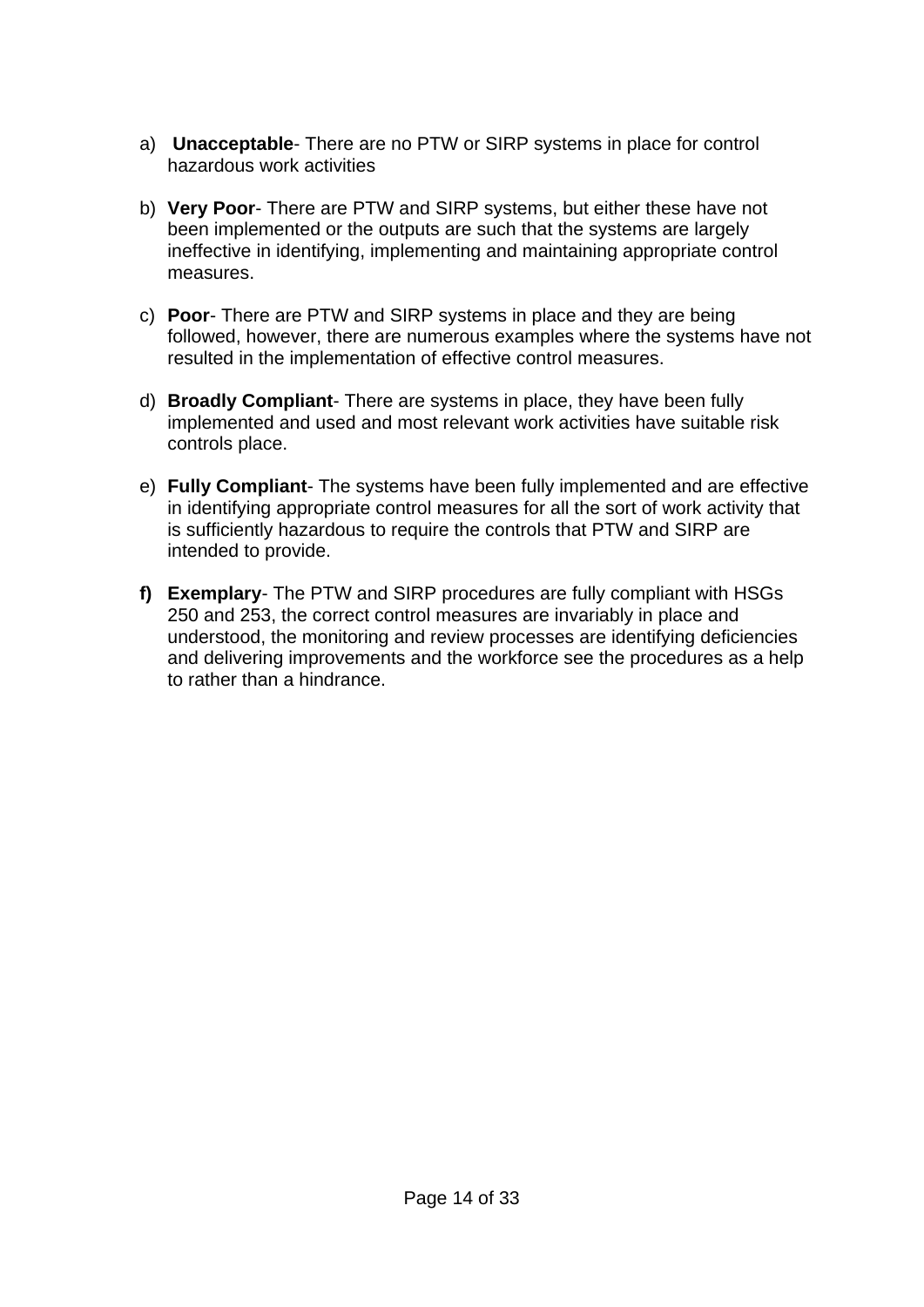a) **Unacceptable**- There are no PTW or SIRP systems in place for control hazardous work activities

b) **Very Poor**- There are PTW and SIRP systems, but either these have not been implemented or the outputs are such that the systems are largely ineffective in identifying, implementing and maintaining appropriate control measures.

c) **Poor**- There are PTW and SIRP systems in place and they are being followed, however, there are numerous examples where the systems have not resulted in the implementation of effective control measures.

d) **Broadly Compliant**- There are systems in place, they have been fully implemented and used and most relevant work activities have suitable risk controls place.

e) **Fully Compliant**- The systems have been fully implemented and are effective in identifying appropriate control measures for all the sort of work activity that is sufficiently hazardous to require the controls that PTW and SIRP are intended to provide.

**f)** **Exemplary**- The PTW and SIRP procedures are fully compliant with HSGs 250 and 253, the correct control measures are invariably in place and understood, the monitoring and review processes are identifying deficiencies and delivering improvements and the workforce see the procedures as a help to rather than a hindrance.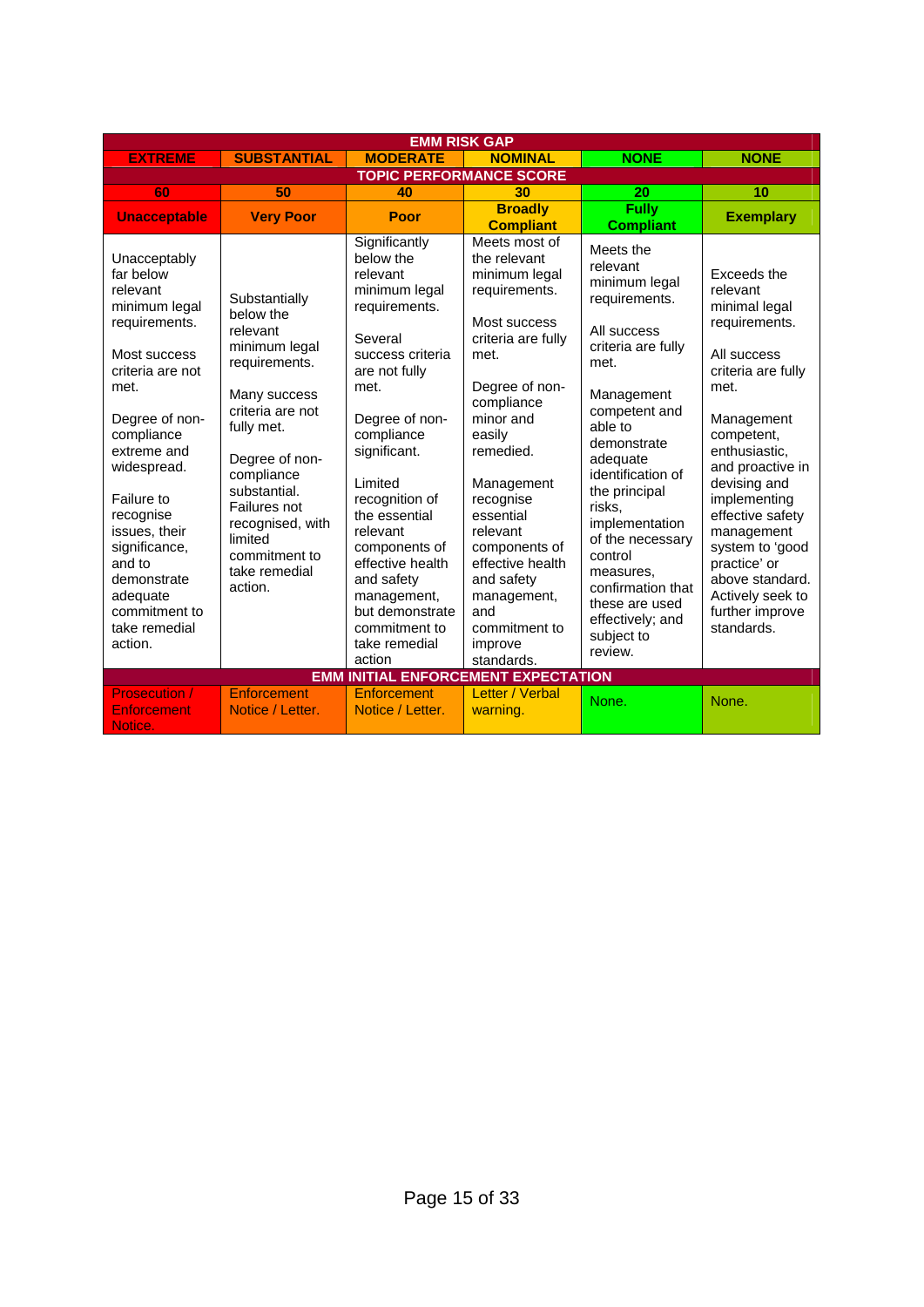| EMM RISK GAP | | | | | |
|---|---|---|---|---|---|
| **EXTREME** | **SUBSTANTIAL** | **MODERATE** | **NOMINAL** | **NONE** | **NONE** |
| **TOPIC PERFORMANCE SCORE** | | | | | |
| **60** | **50** | **40** | **30** | **20** | **10** |
| **Unacceptable** | **Very Poor** | **Poor** | **Broadly Compliant** | **Fully Compliant** | **Exemplary** |
| Unacceptably far below relevant minimum legal requirements.<br><br>Most success criteria are not met.<br><br>Degree of non-compliance extreme and widespread.<br><br>Failure to recognise issues, their significance, and to demonstrate adequate commitment to take remedial action. | Substantially below the relevant minimum legal requirements.<br><br>Many success criteria are not fully met.<br><br>Degree of non-compliance substantial. Failures not recognised, with limited commitment to take remedial action. | Significantly below the relevant minimum legal requirements.<br><br>Several success criteria are not fully met.<br><br>Degree of non-compliance significant.<br><br>Limited recognition of the essential relevant components of effective health and safety management, but demonstrate commitment to take remedial action | Meets most of the relevant minimum legal requirements.<br><br>Most success criteria are fully met.<br><br>Degree of non-compliance minor and easily remedied.<br><br>Management recognise essential relevant components of effective health and safety management, and commitment to improve standards. | Meets the relevant minimum legal requirements.<br><br>All success criteria are fully met.<br><br>Management competent and able to demonstrate adequate identification of the principal risks, implementation of the necessary control measures, confirmation that these are used effectively; and subject to review. | Exceeds the relevant minimal legal requirements.<br><br>All success criteria are fully met.<br><br>Management competent, enthusiastic, and proactive in devising and implementing effective safety management system to 'good practice' or above standard. Actively seek to further improve standards. |
| **EMM INITIAL ENFORCEMENT EXPECTATION** | | | | | |
| Prosecution / Enforcement Notice. | Enforcement Notice / Letter. | Enforcement Notice / Letter. | Letter / Verbal warning. | None. | None. |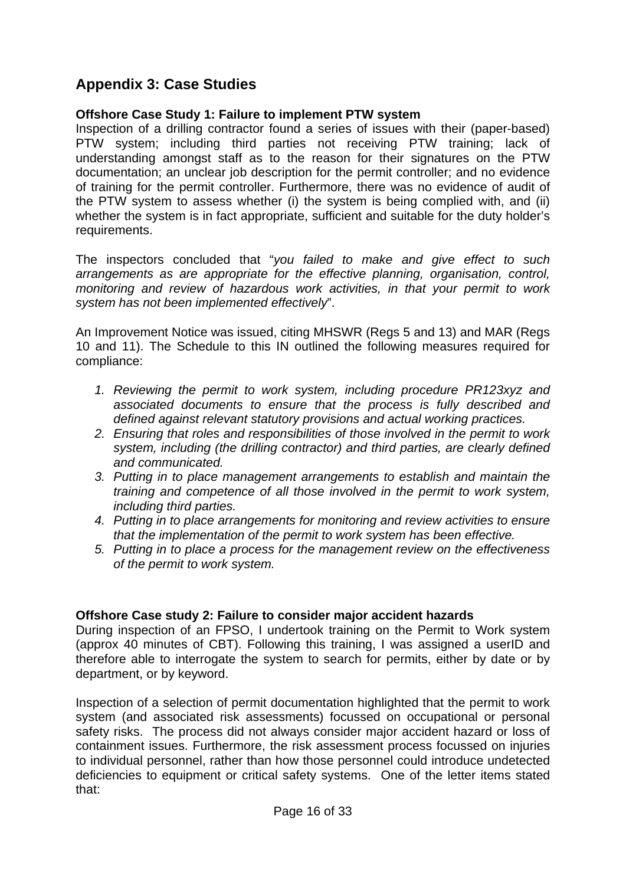## Appendix 3: Case Studies

**Offshore Case Study 1: Failure to implement PTW system**

Inspection of a drilling contractor found a series of issues with their (paper-based) PTW system; including third parties not receiving PTW training; lack of understanding amongst staff as to the reason for their signatures on the PTW documentation; an unclear job description for the permit controller; and no evidence of training for the permit controller. Furthermore, there was no evidence of audit of the PTW system to assess whether (i) the system is being complied with, and (ii) whether the system is in fact appropriate, sufficient and suitable for the duty holder's requirements.

The inspectors concluded that "*you failed to make and give effect to such arrangements as are appropriate for the effective planning, organisation, control, monitoring and review of hazardous work activities, in that your permit to work system has not been implemented effectively*".

An Improvement Notice was issued, citing MHSWR (Regs 5 and 13) and MAR (Regs 10 and 11). The Schedule to this IN outlined the following measures required for compliance:

1. *Reviewing the permit to work system, including procedure PR123xyz and associated documents to ensure that the process is fully described and defined against relevant statutory provisions and actual working practices.*
2. *Ensuring that roles and responsibilities of those involved in the permit to work system, including (the drilling contractor) and third parties, are clearly defined and communicated.*
3. *Putting in to place management arrangements to establish and maintain the training and competence of all those involved in the permit to work system, including third parties.*
4. *Putting in to place arrangements for monitoring and review activities to ensure that the implementation of the permit to work system has been effective.*
5. *Putting in to place a process for the management review on the effectiveness of the permit to work system.*

**Offshore Case study 2: Failure to consider major accident hazards**

During inspection of an FPSO, I undertook training on the Permit to Work system (approx 40 minutes of CBT). Following this training, I was assigned a userID and therefore able to interrogate the system to search for permits, either by date or by department, or by keyword.

Inspection of a selection of permit documentation highlighted that the permit to work system (and associated risk assessments) focussed on occupational or personal safety risks. The process did not always consider major accident hazard or loss of containment issues. Furthermore, the risk assessment process focussed on injuries to individual personnel, rather than how those personnel could introduce undetected deficiencies to equipment or critical safety systems. One of the letter items stated that: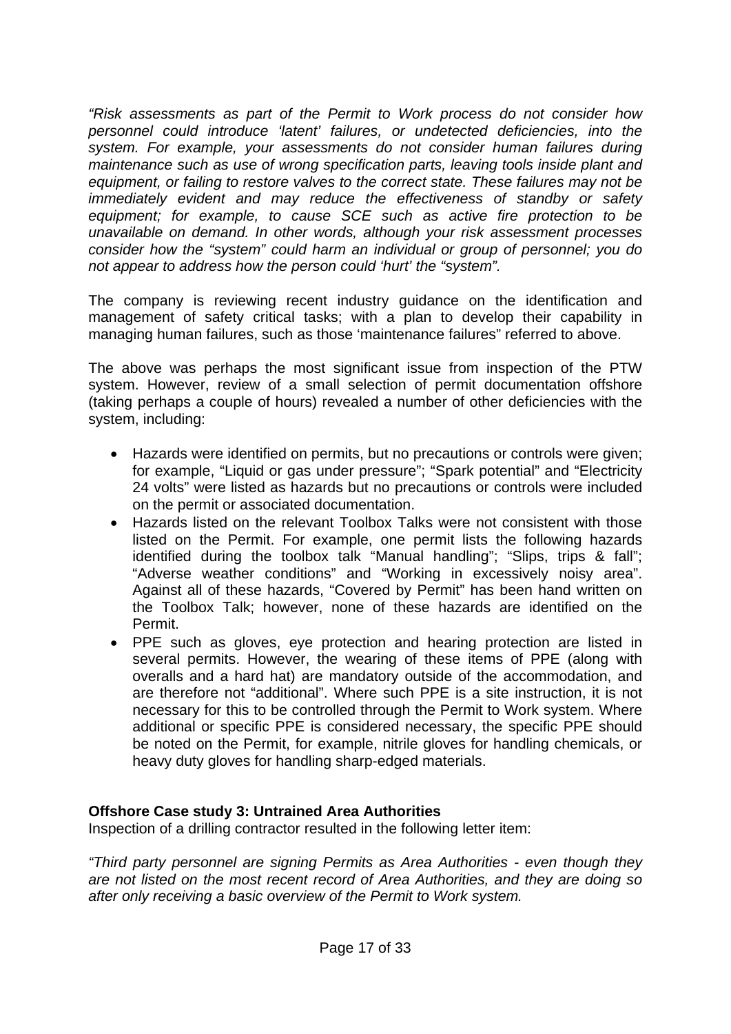*"Risk assessments as part of the Permit to Work process do not consider how personnel could introduce 'latent' failures, or undetected deficiencies, into the system. For example, your assessments do not consider human failures during maintenance such as use of wrong specification parts, leaving tools inside plant and equipment, or failing to restore valves to the correct state. These failures may not be immediately evident and may reduce the effectiveness of standby or safety equipment; for example, to cause SCE such as active fire protection to be unavailable on demand. In other words, although your risk assessment processes consider how the "system" could harm an individual or group of personnel; you do not appear to address how the person could 'hurt' the "system".*

The company is reviewing recent industry guidance on the identification and management of safety critical tasks; with a plan to develop their capability in managing human failures, such as those 'maintenance failures" referred to above.

The above was perhaps the most significant issue from inspection of the PTW system. However, review of a small selection of permit documentation offshore (taking perhaps a couple of hours) revealed a number of other deficiencies with the system, including:

- Hazards were identified on permits, but no precautions or controls were given; for example, "Liquid or gas under pressure"; "Spark potential" and "Electricity 24 volts" were listed as hazards but no precautions or controls were included on the permit or associated documentation.
- Hazards listed on the relevant Toolbox Talks were not consistent with those listed on the Permit. For example, one permit lists the following hazards identified during the toolbox talk "Manual handling"; "Slips, trips & fall"; "Adverse weather conditions" and "Working in excessively noisy area". Against all of these hazards, "Covered by Permit" has been hand written on the Toolbox Talk; however, none of these hazards are identified on the Permit.
- PPE such as gloves, eye protection and hearing protection are listed in several permits. However, the wearing of these items of PPE (along with overalls and a hard hat) are mandatory outside of the accommodation, and are therefore not "additional". Where such PPE is a site instruction, it is not necessary for this to be controlled through the Permit to Work system. Where additional or specific PPE is considered necessary, the specific PPE should be noted on the Permit, for example, nitrile gloves for handling chemicals, or heavy duty gloves for handling sharp-edged materials.

**Offshore Case study 3: Untrained Area Authorities**

Inspection of a drilling contractor resulted in the following letter item:

*"Third party personnel are signing Permits as Area Authorities - even though they are not listed on the most recent record of Area Authorities, and they are doing so after only receiving a basic overview of the Permit to Work system.*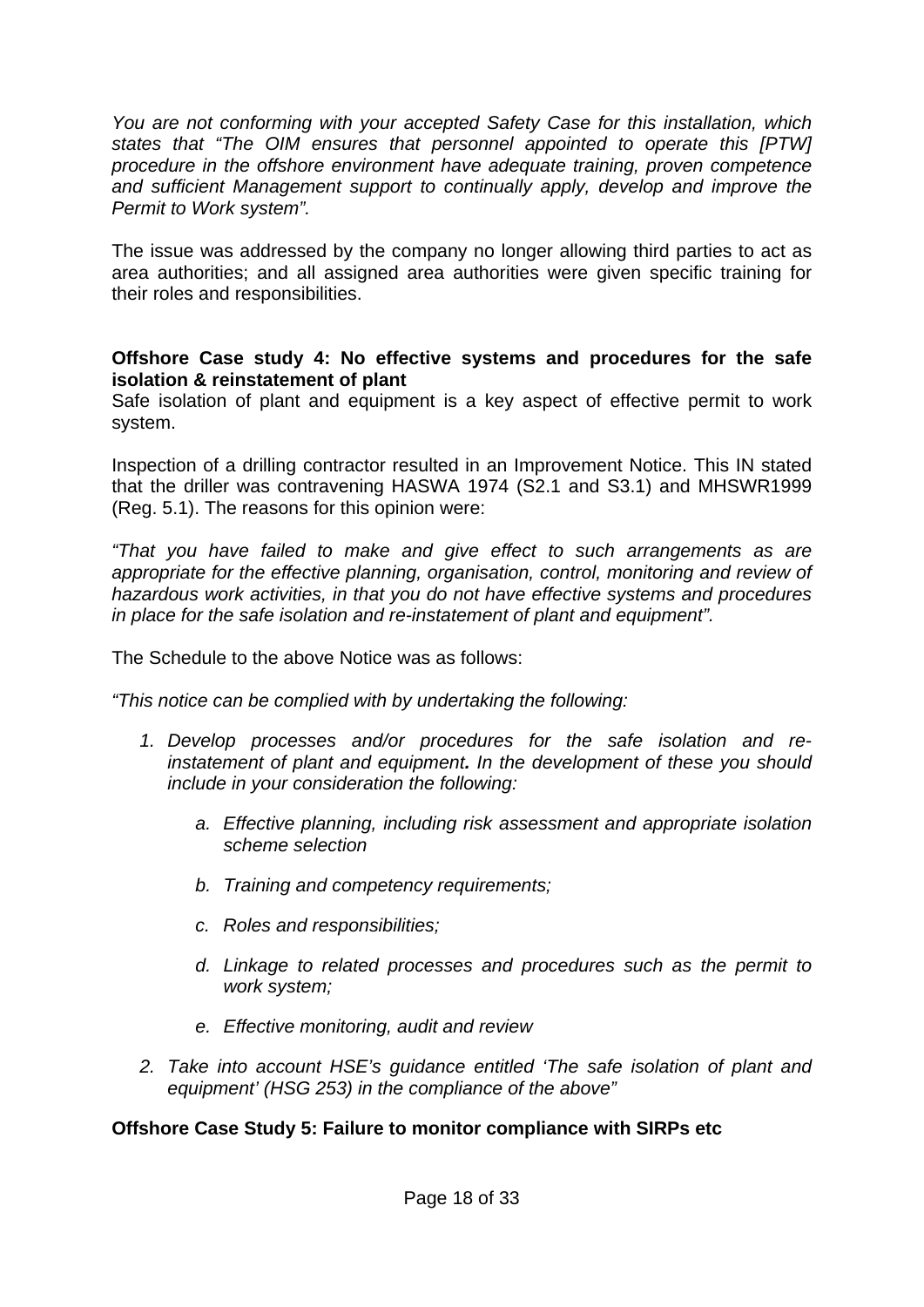*You are not conforming with your accepted Safety Case for this installation, which states that "The OIM ensures that personnel appointed to operate this [PTW] procedure in the offshore environment have adequate training, proven competence and sufficient Management support to continually apply, develop and improve the Permit to Work system".*

The issue was addressed by the company no longer allowing third parties to act as area authorities; and all assigned area authorities were given specific training for their roles and responsibilities.

**Offshore Case study 4: No effective systems and procedures for the safe isolation & reinstatement of plant**

Safe isolation of plant and equipment is a key aspect of effective permit to work system.

Inspection of a drilling contractor resulted in an Improvement Notice. This IN stated that the driller was contravening HASWA 1974 (S2.1 and S3.1) and MHSWR1999 (Reg. 5.1). The reasons for this opinion were:

*"That you have failed to make and give effect to such arrangements as are appropriate for the effective planning, organisation, control, monitoring and review of hazardous work activities, in that you do not have effective systems and procedures in place for the safe isolation and re-instatement of plant and equipment".*

The Schedule to the above Notice was as follows:

*"This notice can be complied with by undertaking the following:*

1. *Develop processes and/or procedures for the safe isolation and re-instatement of plant and equipment**.** In the development of these you should include in your consideration the following:*
   a. *Effective planning, including risk assessment and appropriate isolation scheme selection*
   b. *Training and competency requirements;*
   c. *Roles and responsibilities;*
   d. *Linkage to related processes and procedures such as the permit to work system;*
   e. *Effective monitoring, audit and review*
2. *Take into account HSE's guidance entitled 'The safe isolation of plant and equipment' (HSG 253) in the compliance of the above"*

**Offshore Case Study 5: Failure to monitor compliance with SIRPs etc**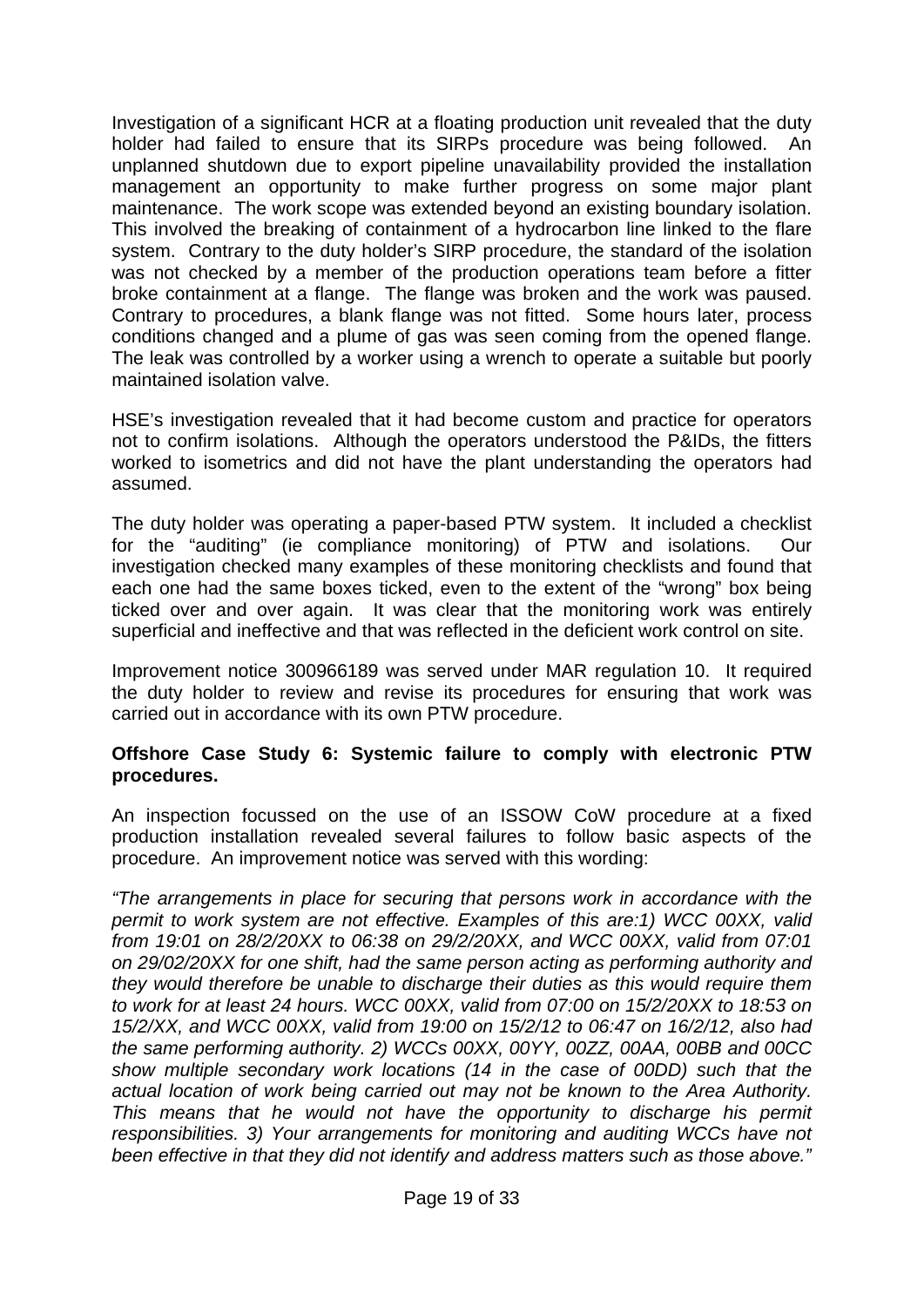Investigation of a significant HCR at a floating production unit revealed that the duty holder had failed to ensure that its SIRPs procedure was being followed. An unplanned shutdown due to export pipeline unavailability provided the installation management an opportunity to make further progress on some major plant maintenance. The work scope was extended beyond an existing boundary isolation. This involved the breaking of containment of a hydrocarbon line linked to the flare system. Contrary to the duty holder's SIRP procedure, the standard of the isolation was not checked by a member of the production operations team before a fitter broke containment at a flange. The flange was broken and the work was paused. Contrary to procedures, a blank flange was not fitted. Some hours later, process conditions changed and a plume of gas was seen coming from the opened flange. The leak was controlled by a worker using a wrench to operate a suitable but poorly maintained isolation valve.

HSE's investigation revealed that it had become custom and practice for operators not to confirm isolations. Although the operators understood the P&IDs, the fitters worked to isometrics and did not have the plant understanding the operators had assumed.

The duty holder was operating a paper-based PTW system. It included a checklist for the "auditing" (ie compliance monitoring) of PTW and isolations. Our investigation checked many examples of these monitoring checklists and found that each one had the same boxes ticked, even to the extent of the "wrong" box being ticked over and over again. It was clear that the monitoring work was entirely superficial and ineffective and that was reflected in the deficient work control on site.

Improvement notice 300966189 was served under MAR regulation 10. It required the duty holder to review and revise its procedures for ensuring that work was carried out in accordance with its own PTW procedure.

**Offshore Case Study 6: Systemic failure to comply with electronic PTW procedures.**

An inspection focussed on the use of an ISSOW CoW procedure at a fixed production installation revealed several failures to follow basic aspects of the procedure. An improvement notice was served with this wording:

*"The arrangements in place for securing that persons work in accordance with the permit to work system are not effective. Examples of this are:1) WCC 00XX, valid from 19:01 on 28/2/20XX to 06:38 on 29/2/20XX, and WCC 00XX, valid from 07:01 on 29/02/20XX for one shift, had the same person acting as performing authority and they would therefore be unable to discharge their duties as this would require them to work for at least 24 hours. WCC 00XX, valid from 07:00 on 15/2/20XX to 18:53 on 15/2/XX, and WCC 00XX, valid from 19:00 on 15/2/12 to 06:47 on 16/2/12, also had the same performing authority. 2) WCCs 00XX, 00YY, 00ZZ, 00AA, 00BB and 00CC show multiple secondary work locations (14 in the case of 00DD) such that the actual location of work being carried out may not be known to the Area Authority. This means that he would not have the opportunity to discharge his permit responsibilities. 3) Your arrangements for monitoring and auditing WCCs have not been effective in that they did not identify and address matters such as those above."*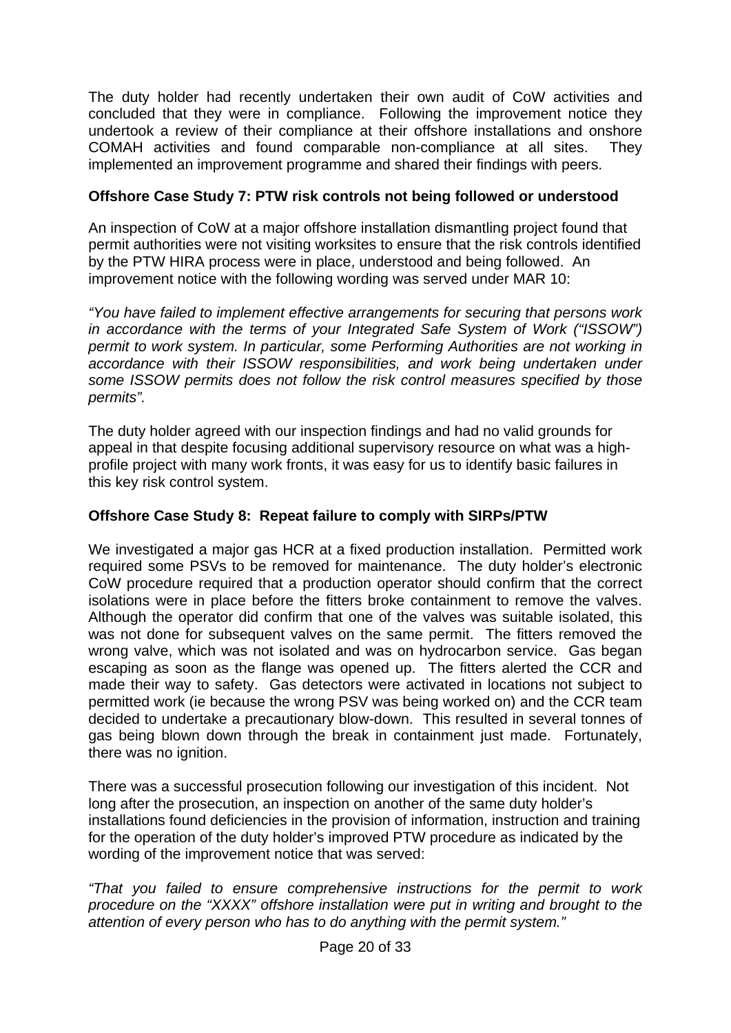The duty holder had recently undertaken their own audit of CoW activities and concluded that they were in compliance. Following the improvement notice they undertook a review of their compliance at their offshore installations and onshore COMAH activities and found comparable non-compliance at all sites. They implemented an improvement programme and shared their findings with peers.

**Offshore Case Study 7: PTW risk controls not being followed or understood**

An inspection of CoW at a major offshore installation dismantling project found that permit authorities were not visiting worksites to ensure that the risk controls identified by the PTW HIRA process were in place, understood and being followed. An improvement notice with the following wording was served under MAR 10:

*"You have failed to implement effective arrangements for securing that persons work in accordance with the terms of your Integrated Safe System of Work ("ISSOW") permit to work system. In particular, some Performing Authorities are not working in accordance with their ISSOW responsibilities, and work being undertaken under some ISSOW permits does not follow the risk control measures specified by those permits".*

The duty holder agreed with our inspection findings and had no valid grounds for appeal in that despite focusing additional supervisory resource on what was a high-profile project with many work fronts, it was easy for us to identify basic failures in this key risk control system.

**Offshore Case Study 8: Repeat failure to comply with SIRPs/PTW**

We investigated a major gas HCR at a fixed production installation. Permitted work required some PSVs to be removed for maintenance. The duty holder's electronic CoW procedure required that a production operator should confirm that the correct isolations were in place before the fitters broke containment to remove the valves. Although the operator did confirm that one of the valves was suitable isolated, this was not done for subsequent valves on the same permit. The fitters removed the wrong valve, which was not isolated and was on hydrocarbon service. Gas began escaping as soon as the flange was opened up. The fitters alerted the CCR and made their way to safety. Gas detectors were activated in locations not subject to permitted work (ie because the wrong PSV was being worked on) and the CCR team decided to undertake a precautionary blow-down. This resulted in several tonnes of gas being blown down through the break in containment just made. Fortunately, there was no ignition.

There was a successful prosecution following our investigation of this incident. Not long after the prosecution, an inspection on another of the same duty holder's installations found deficiencies in the provision of information, instruction and training for the operation of the duty holder's improved PTW procedure as indicated by the wording of the improvement notice that was served:

*"That you failed to ensure comprehensive instructions for the permit to work procedure on the "XXXX" offshore installation were put in writing and brought to the attention of every person who has to do anything with the permit system."*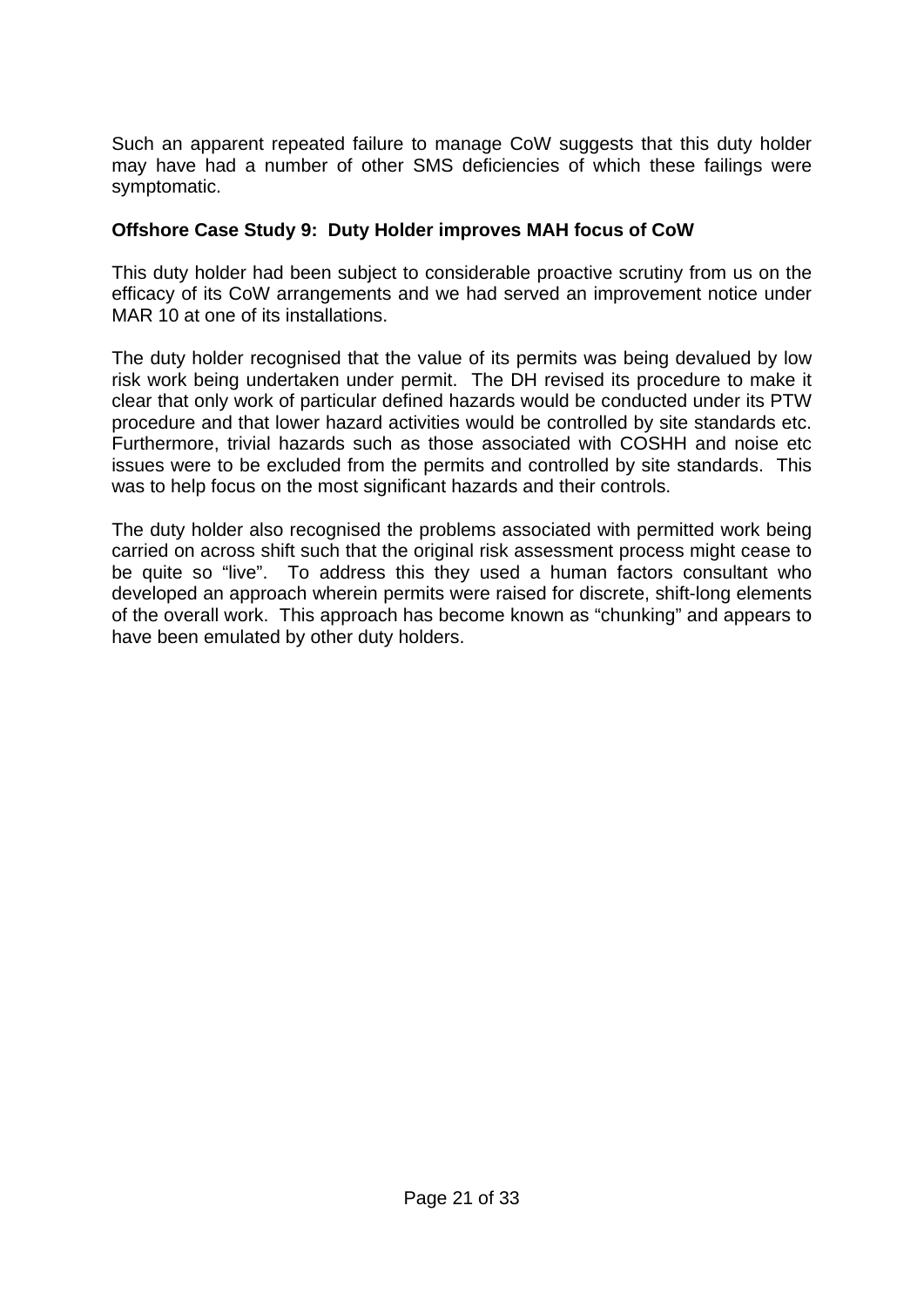Such an apparent repeated failure to manage CoW suggests that this duty holder may have had a number of other SMS deficiencies of which these failings were symptomatic.

**Offshore Case Study 9: Duty Holder improves MAH focus of CoW**

This duty holder had been subject to considerable proactive scrutiny from us on the efficacy of its CoW arrangements and we had served an improvement notice under MAR 10 at one of its installations.

The duty holder recognised that the value of its permits was being devalued by low risk work being undertaken under permit. The DH revised its procedure to make it clear that only work of particular defined hazards would be conducted under its PTW procedure and that lower hazard activities would be controlled by site standards etc. Furthermore, trivial hazards such as those associated with COSHH and noise etc issues were to be excluded from the permits and controlled by site standards. This was to help focus on the most significant hazards and their controls.

The duty holder also recognised the problems associated with permitted work being carried on across shift such that the original risk assessment process might cease to be quite so "live". To address this they used a human factors consultant who developed an approach wherein permits were raised for discrete, shift-long elements of the overall work. This approach has become known as "chunking" and appears to have been emulated by other duty holders.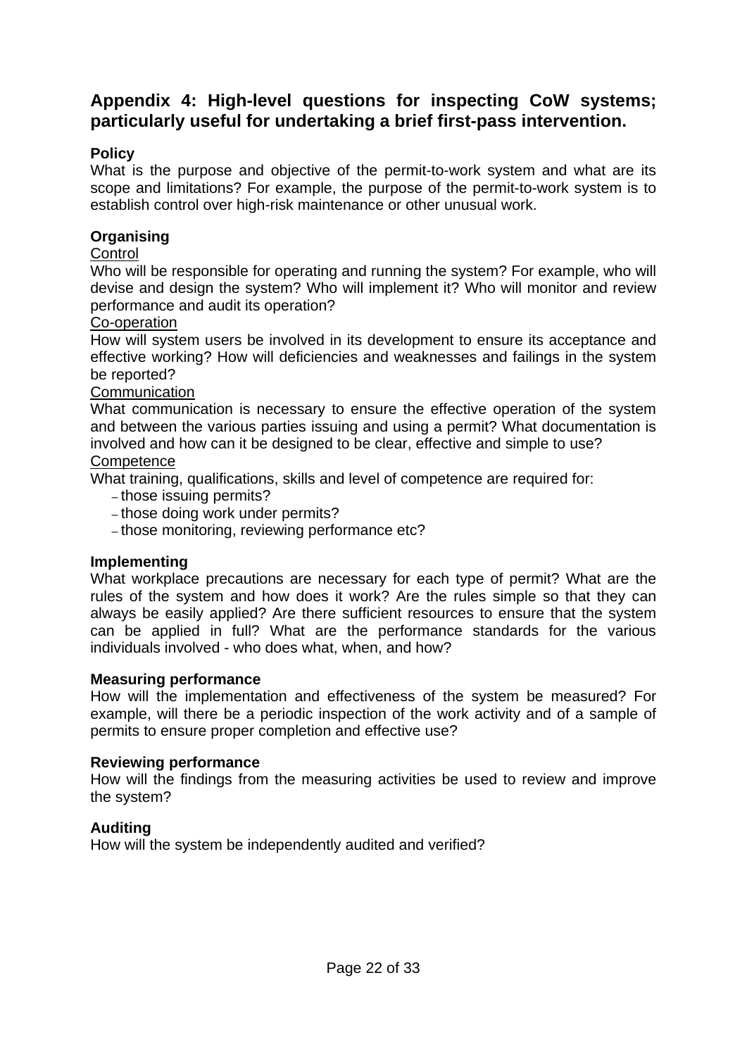## Appendix 4: High-level questions for inspecting CoW systems; particularly useful for undertaking a brief first-pass intervention.

**Policy**

What is the purpose and objective of the permit-to-work system and what are its scope and limitations? For example, the purpose of the permit-to-work system is to establish control over high-risk maintenance or other unusual work.

**Organising**

Control

Who will be responsible for operating and running the system? For example, who will devise and design the system? Who will implement it? Who will monitor and review performance and audit its operation?

Co-operation

How will system users be involved in its development to ensure its acceptance and effective working? How will deficiencies and weaknesses and failings in the system be reported?

Communication

What communication is necessary to ensure the effective operation of the system and between the various parties issuing and using a permit? What documentation is involved and how can it be designed to be clear, effective and simple to use?

Competence

What training, qualifications, skills and level of competence are required for:

- those issuing permits?
- those doing work under permits?
- those monitoring, reviewing performance etc?

**Implementing**

What workplace precautions are necessary for each type of permit? What are the rules of the system and how does it work? Are the rules simple so that they can always be easily applied? Are there sufficient resources to ensure that the system can be applied in full? What are the performance standards for the various individuals involved - who does what, when, and how?

**Measuring performance**

How will the implementation and effectiveness of the system be measured? For example, will there be a periodic inspection of the work activity and of a sample of permits to ensure proper completion and effective use?

**Reviewing performance**

How will the findings from the measuring activities be used to review and improve the system?

**Auditing**

How will the system be independently audited and verified?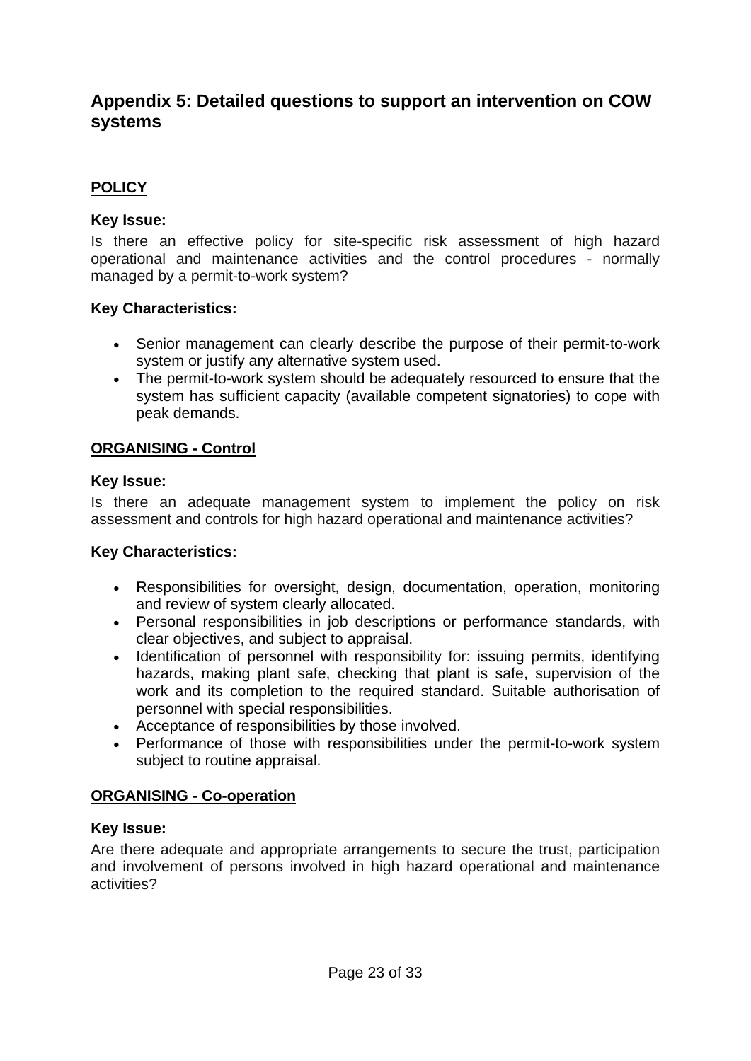## Appendix 5: Detailed questions to support an intervention on COW systems

### POLICY

**Key Issue:**

Is there an effective policy for site-specific risk assessment of high hazard operational and maintenance activities and the control procedures - normally managed by a permit-to-work system?

**Key Characteristics:**

- Senior management can clearly describe the purpose of their permit-to-work system or justify any alternative system used.
- The permit-to-work system should be adequately resourced to ensure that the system has sufficient capacity (available competent signatories) to cope with peak demands.

### ORGANISING - Control

**Key Issue:**

Is there an adequate management system to implement the policy on risk assessment and controls for high hazard operational and maintenance activities?

**Key Characteristics:**

- Responsibilities for oversight, design, documentation, operation, monitoring and review of system clearly allocated.
- Personal responsibilities in job descriptions or performance standards, with clear objectives, and subject to appraisal.
- Identification of personnel with responsibility for: issuing permits, identifying hazards, making plant safe, checking that plant is safe, supervision of the work and its completion to the required standard. Suitable authorisation of personnel with special responsibilities.
- Acceptance of responsibilities by those involved.
- Performance of those with responsibilities under the permit-to-work system subject to routine appraisal.

### ORGANISING - Co-operation

**Key Issue:**

Are there adequate and appropriate arrangements to secure the trust, participation and involvement of persons involved in high hazard operational and maintenance activities?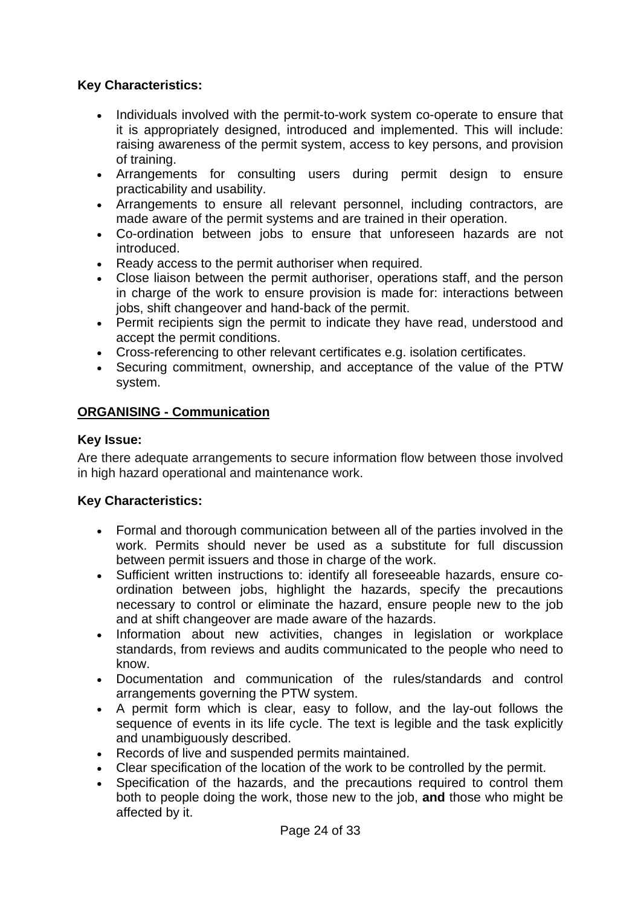**Key Characteristics:**

- Individuals involved with the permit-to-work system co-operate to ensure that it is appropriately designed, introduced and implemented. This will include: raising awareness of the permit system, access to key persons, and provision of training.
- Arrangements for consulting users during permit design to ensure practicability and usability.
- Arrangements to ensure all relevant personnel, including contractors, are made aware of the permit systems and are trained in their operation.
- Co-ordination between jobs to ensure that unforeseen hazards are not introduced.
- Ready access to the permit authoriser when required.
- Close liaison between the permit authoriser, operations staff, and the person in charge of the work to ensure provision is made for: interactions between jobs, shift changeover and hand-back of the permit.
- Permit recipients sign the permit to indicate they have read, understood and accept the permit conditions.
- Cross-referencing to other relevant certificates e.g. isolation certificates.
- Securing commitment, ownership, and acceptance of the value of the PTW system.

## ORGANISING - Communication

**Key Issue:**

Are there adequate arrangements to secure information flow between those involved in high hazard operational and maintenance work.

**Key Characteristics:**

- Formal and thorough communication between all of the parties involved in the work. Permits should never be used as a substitute for full discussion between permit issuers and those in charge of the work.
- Sufficient written instructions to: identify all foreseeable hazards, ensure co-ordination between jobs, highlight the hazards, specify the precautions necessary to control or eliminate the hazard, ensure people new to the job and at shift changeover are made aware of the hazards.
- Information about new activities, changes in legislation or workplace standards, from reviews and audits communicated to the people who need to know.
- Documentation and communication of the rules/standards and control arrangements governing the PTW system.
- A permit form which is clear, easy to follow, and the lay-out follows the sequence of events in its life cycle. The text is legible and the task explicitly and unambiguously described.
- Records of live and suspended permits maintained.
- Clear specification of the location of the work to be controlled by the permit.
- Specification of the hazards, and the precautions required to control them both to people doing the work, those new to the job, **and** those who might be affected by it.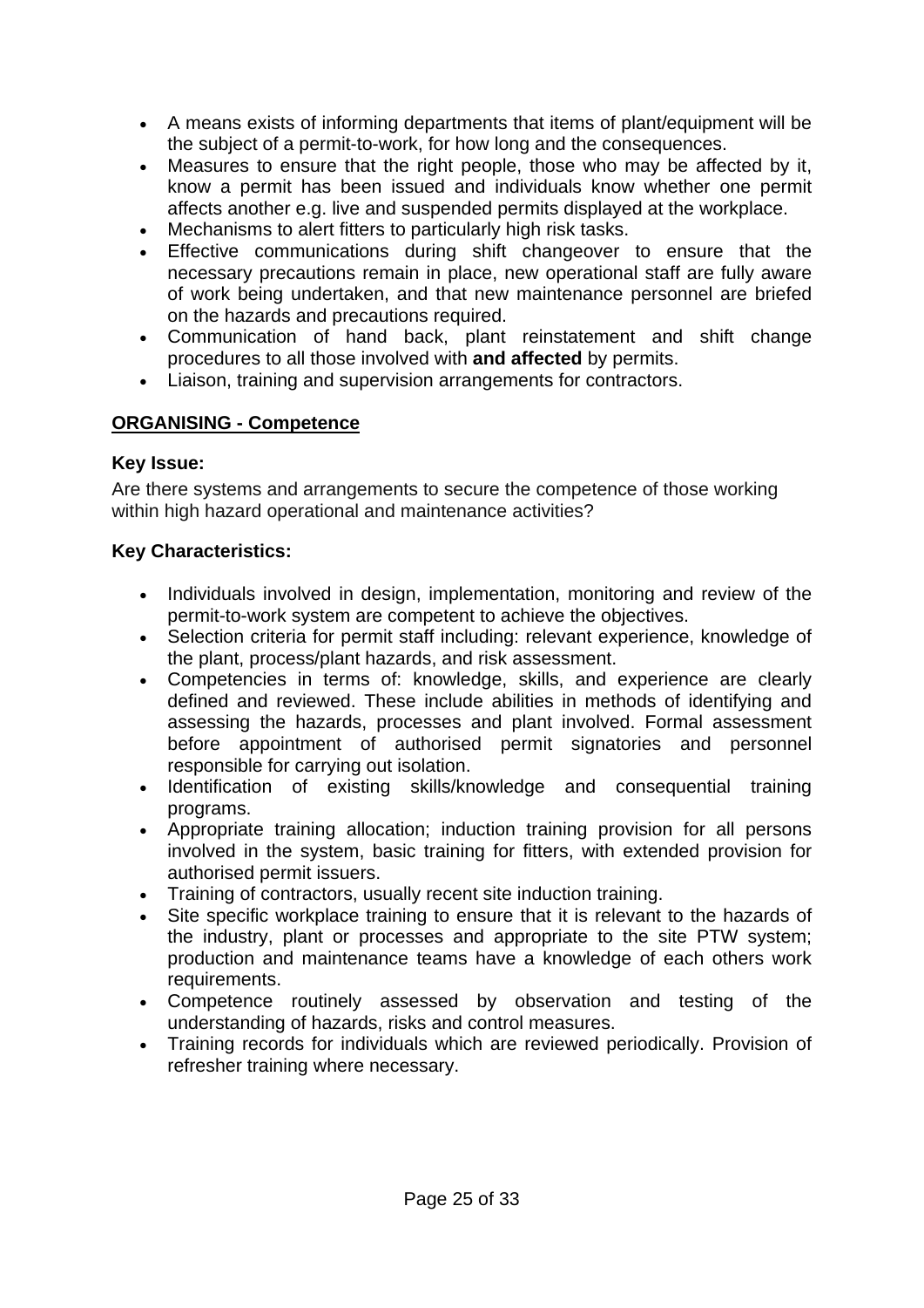- A means exists of informing departments that items of plant/equipment will be the subject of a permit-to-work, for how long and the consequences.
- Measures to ensure that the right people, those who may be affected by it, know a permit has been issued and individuals know whether one permit affects another e.g. live and suspended permits displayed at the workplace.
- Mechanisms to alert fitters to particularly high risk tasks.
- Effective communications during shift changeover to ensure that the necessary precautions remain in place, new operational staff are fully aware of work being undertaken, and that new maintenance personnel are briefed on the hazards and precautions required.
- Communication of hand back, plant reinstatement and shift change procedures to all those involved with **and affected** by permits.
- Liaison, training and supervision arrangements for contractors.

## <u>ORGANISING - Competence</u>

**Key Issue:**

Are there systems and arrangements to secure the competence of those working within high hazard operational and maintenance activities?

**Key Characteristics:**

- Individuals involved in design, implementation, monitoring and review of the permit-to-work system are competent to achieve the objectives.
- Selection criteria for permit staff including: relevant experience, knowledge of the plant, process/plant hazards, and risk assessment.
- Competencies in terms of: knowledge, skills, and experience are clearly defined and reviewed. These include abilities in methods of identifying and assessing the hazards, processes and plant involved. Formal assessment before appointment of authorised permit signatories and personnel responsible for carrying out isolation.
- Identification of existing skills/knowledge and consequential training programs.
- Appropriate training allocation; induction training provision for all persons involved in the system, basic training for fitters, with extended provision for authorised permit issuers.
- Training of contractors, usually recent site induction training.
- Site specific workplace training to ensure that it is relevant to the hazards of the industry, plant or processes and appropriate to the site PTW system; production and maintenance teams have a knowledge of each others work requirements.
- Competence routinely assessed by observation and testing of the understanding of hazards, risks and control measures.
- Training records for individuals which are reviewed periodically. Provision of refresher training where necessary.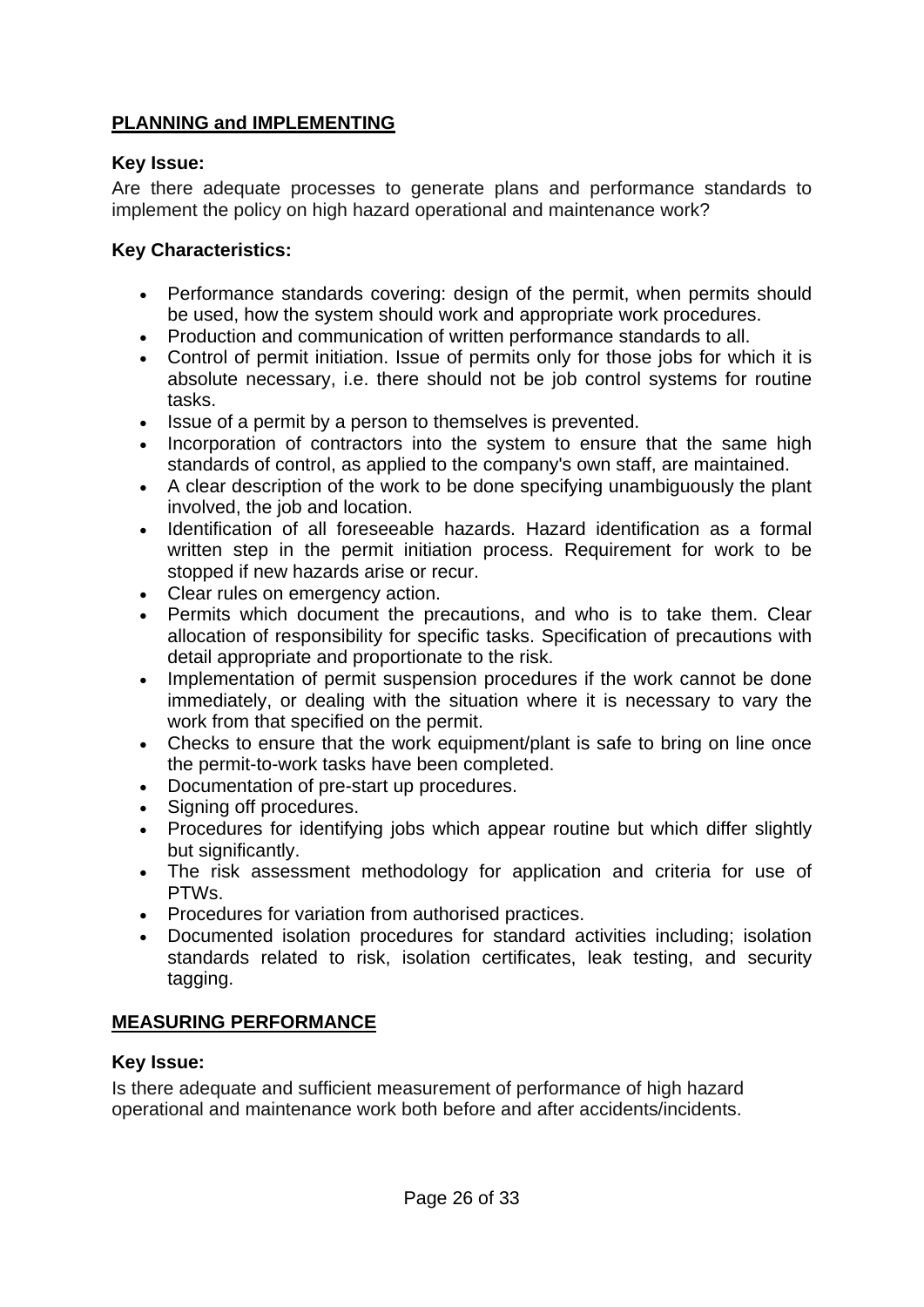**PLANNING and IMPLEMENTING**

**Key Issue:**

Are there adequate processes to generate plans and performance standards to implement the policy on high hazard operational and maintenance work?

**Key Characteristics:**

- Performance standards covering: design of the permit, when permits should be used, how the system should work and appropriate work procedures.
- Production and communication of written performance standards to all.
- Control of permit initiation. Issue of permits only for those jobs for which it is absolute necessary, i.e. there should not be job control systems for routine tasks.
- Issue of a permit by a person to themselves is prevented.
- Incorporation of contractors into the system to ensure that the same high standards of control, as applied to the company's own staff, are maintained.
- A clear description of the work to be done specifying unambiguously the plant involved, the job and location.
- Identification of all foreseeable hazards. Hazard identification as a formal written step in the permit initiation process. Requirement for work to be stopped if new hazards arise or recur.
- Clear rules on emergency action.
- Permits which document the precautions, and who is to take them. Clear allocation of responsibility for specific tasks. Specification of precautions with detail appropriate and proportionate to the risk.
- Implementation of permit suspension procedures if the work cannot be done immediately, or dealing with the situation where it is necessary to vary the work from that specified on the permit.
- Checks to ensure that the work equipment/plant is safe to bring on line once the permit-to-work tasks have been completed.
- Documentation of pre-start up procedures.
- Signing off procedures.
- Procedures for identifying jobs which appear routine but which differ slightly but significantly.
- The risk assessment methodology for application and criteria for use of PTWs.
- Procedures for variation from authorised practices.
- Documented isolation procedures for standard activities including; isolation standards related to risk, isolation certificates, leak testing, and security tagging.

**MEASURING PERFORMANCE**

**Key Issue:**

Is there adequate and sufficient measurement of performance of high hazard operational and maintenance work both before and after accidents/incidents.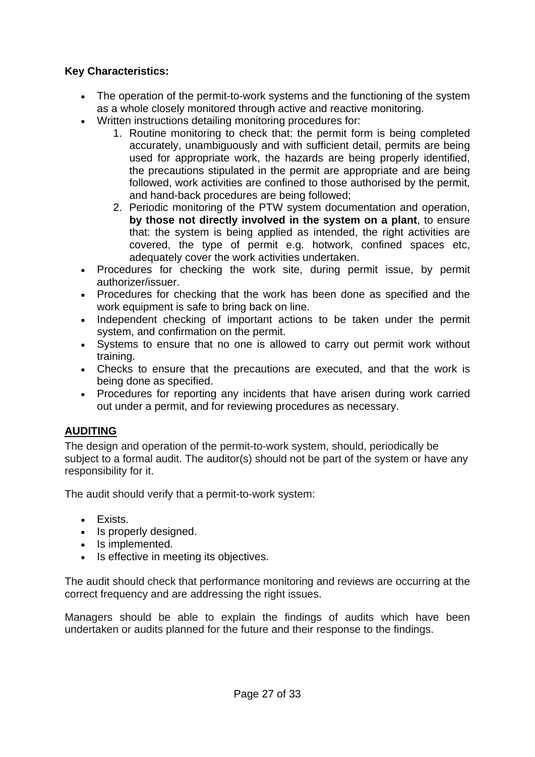**Key Characteristics:**

- The operation of the permit-to-work systems and the functioning of the system as a whole closely monitored through active and reactive monitoring.
- Written instructions detailing monitoring procedures for:
    1. Routine monitoring to check that: the permit form is being completed accurately, unambiguously and with sufficient detail, permits are being used for appropriate work, the hazards are being properly identified, the precautions stipulated in the permit are appropriate and are being followed, work activities are confined to those authorised by the permit, and hand-back procedures are being followed;
    2. Periodic monitoring of the PTW system documentation and operation, **by those not directly involved in the system on a plant**, to ensure that: the system is being applied as intended, the right activities are covered, the type of permit e.g. hotwork, confined spaces etc, adequately cover the work activities undertaken.
- Procedures for checking the work site, during permit issue, by permit authorizer/issuer.
- Procedures for checking that the work has been done as specified and the work equipment is safe to bring back on line.
- Independent checking of important actions to be taken under the permit system, and confirmation on the permit.
- Systems to ensure that no one is allowed to carry out permit work without training.
- Checks to ensure that the precautions are executed, and that the work is being done as specified.
- Procedures for reporting any incidents that have arisen during work carried out under a permit, and for reviewing procedures as necessary.

## AUDITING

The design and operation of the permit-to-work system, should, periodically be subject to a formal audit. The auditor(s) should not be part of the system or have any responsibility for it.

The audit should verify that a permit-to-work system:

- Exists.
- Is properly designed.
- Is implemented.
- Is effective in meeting its objectives.

The audit should check that performance monitoring and reviews are occurring at the correct frequency and are addressing the right issues.

Managers should be able to explain the findings of audits which have been undertaken or audits planned for the future and their response to the findings.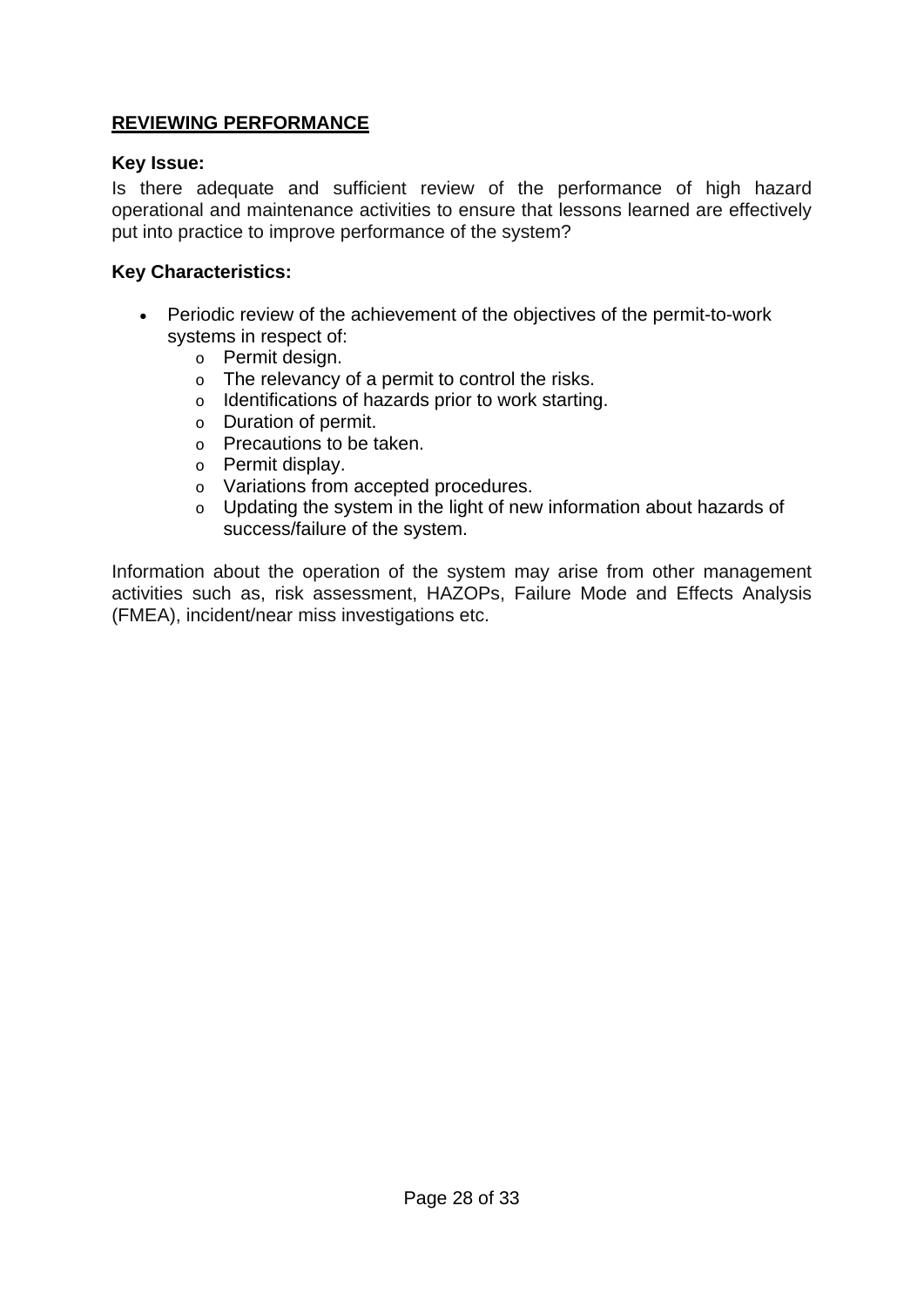## REVIEWING PERFORMANCE

**Key Issue:**

Is there adequate and sufficient review of the performance of high hazard operational and maintenance activities to ensure that lessons learned are effectively put into practice to improve performance of the system?

**Key Characteristics:**

- Periodic review of the achievement of the objectives of the permit-to-work systems in respect of:
  - Permit design.
  - The relevancy of a permit to control the risks.
  - Identifications of hazards prior to work starting.
  - Duration of permit.
  - Precautions to be taken.
  - Permit display.
  - Variations from accepted procedures.
  - Updating the system in the light of new information about hazards of success/failure of the system.

Information about the operation of the system may arise from other management activities such as, risk assessment, HAZOPs, Failure Mode and Effects Analysis (FMEA), incident/near miss investigations etc.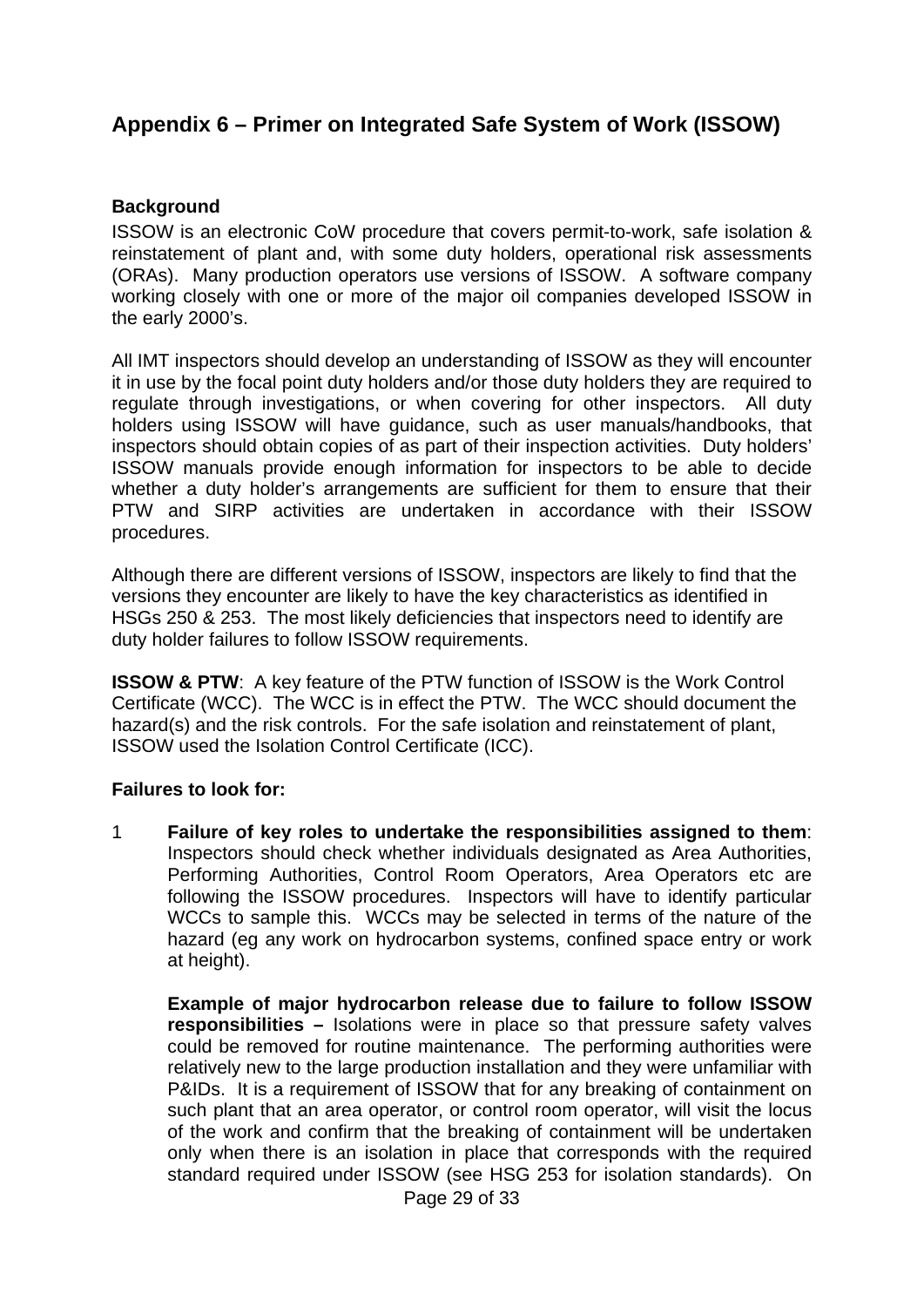## Appendix 6 – Primer on Integrated Safe System of Work (ISSOW)

**Background**

ISSOW is an electronic CoW procedure that covers permit-to-work, safe isolation & reinstatement of plant and, with some duty holders, operational risk assessments (ORAs). Many production operators use versions of ISSOW. A software company working closely with one or more of the major oil companies developed ISSOW in the early 2000's.

All IMT inspectors should develop an understanding of ISSOW as they will encounter it in use by the focal point duty holders and/or those duty holders they are required to regulate through investigations, or when covering for other inspectors. All duty holders using ISSOW will have guidance, such as user manuals/handbooks, that inspectors should obtain copies of as part of their inspection activities. Duty holders' ISSOW manuals provide enough information for inspectors to be able to decide whether a duty holder's arrangements are sufficient for them to ensure that their PTW and SIRP activities are undertaken in accordance with their ISSOW procedures.

Although there are different versions of ISSOW, inspectors are likely to find that the versions they encounter are likely to have the key characteristics as identified in HSGs 250 & 253. The most likely deficiencies that inspectors need to identify are duty holder failures to follow ISSOW requirements.

**ISSOW & PTW**: A key feature of the PTW function of ISSOW is the Work Control Certificate (WCC). The WCC is in effect the PTW. The WCC should document the hazard(s) and the risk controls. For the safe isolation and reinstatement of plant, ISSOW used the Isolation Control Certificate (ICC).

**Failures to look for:**

1 **Failure of key roles to undertake the responsibilities assigned to them**: Inspectors should check whether individuals designated as Area Authorities, Performing Authorities, Control Room Operators, Area Operators etc are following the ISSOW procedures. Inspectors will have to identify particular WCCs to sample this. WCCs may be selected in terms of the nature of the hazard (eg any work on hydrocarbon systems, confined space entry or work at height).

   **Example of major hydrocarbon release due to failure to follow ISSOW responsibilities –** Isolations were in place so that pressure safety valves could be removed for routine maintenance. The performing authorities were relatively new to the large production installation and they were unfamiliar with P&IDs. It is a requirement of ISSOW that for any breaking of containment on such plant that an area operator, or control room operator, will visit the locus of the work and confirm that the breaking of containment will be undertaken only when there is an isolation in place that corresponds with the required standard required under ISSOW (see HSG 253 for isolation standards). On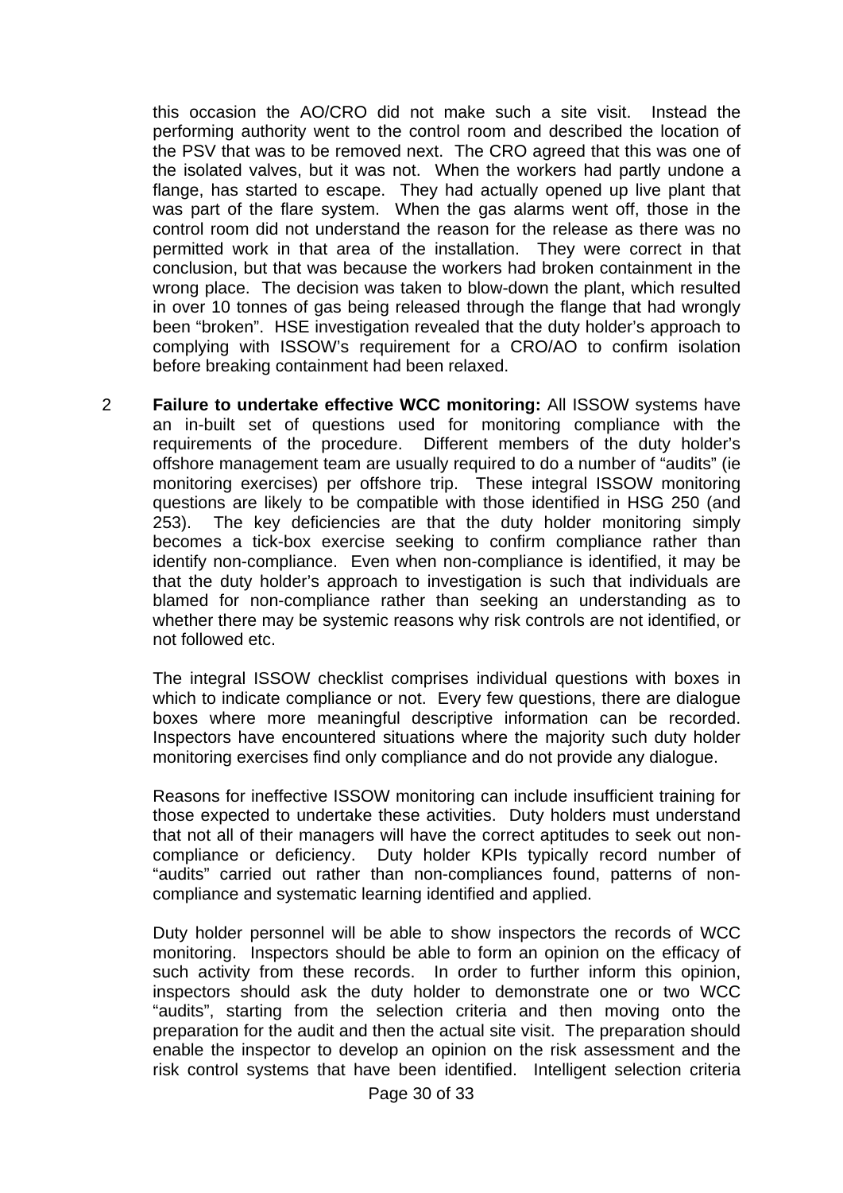this occasion the AO/CRO did not make such a site visit. Instead the performing authority went to the control room and described the location of the PSV that was to be removed next. The CRO agreed that this was one of the isolated valves, but it was not. When the workers had partly undone a flange, has started to escape. They had actually opened up live plant that was part of the flare system. When the gas alarms went off, those in the control room did not understand the reason for the release as there was no permitted work in that area of the installation. They were correct in that conclusion, but that was because the workers had broken containment in the wrong place. The decision was taken to blow-down the plant, which resulted in over 10 tonnes of gas being released through the flange that had wrongly been "broken". HSE investigation revealed that the duty holder's approach to complying with ISSOW's requirement for a CRO/AO to confirm isolation before breaking containment had been relaxed.

2 **Failure to undertake effective WCC monitoring:** All ISSOW systems have an in-built set of questions used for monitoring compliance with the requirements of the procedure. Different members of the duty holder's offshore management team are usually required to do a number of "audits" (ie monitoring exercises) per offshore trip. These integral ISSOW monitoring questions are likely to be compatible with those identified in HSG 250 (and 253). The key deficiencies are that the duty holder monitoring simply becomes a tick-box exercise seeking to confirm compliance rather than identify non-compliance. Even when non-compliance is identified, it may be that the duty holder's approach to investigation is such that individuals are blamed for non-compliance rather than seeking an understanding as to whether there may be systemic reasons why risk controls are not identified, or not followed etc.

The integral ISSOW checklist comprises individual questions with boxes in which to indicate compliance or not. Every few questions, there are dialogue boxes where more meaningful descriptive information can be recorded. Inspectors have encountered situations where the majority such duty holder monitoring exercises find only compliance and do not provide any dialogue.

Reasons for ineffective ISSOW monitoring can include insufficient training for those expected to undertake these activities. Duty holders must understand that not all of their managers will have the correct aptitudes to seek out non-compliance or deficiency. Duty holder KPIs typically record number of "audits" carried out rather than non-compliances found, patterns of non-compliance and systematic learning identified and applied.

Duty holder personnel will be able to show inspectors the records of WCC monitoring. Inspectors should be able to form an opinion on the efficacy of such activity from these records. In order to further inform this opinion, inspectors should ask the duty holder to demonstrate one or two WCC "audits", starting from the selection criteria and then moving onto the preparation for the audit and then the actual site visit. The preparation should enable the inspector to develop an opinion on the risk assessment and the risk control systems that have been identified. Intelligent selection criteria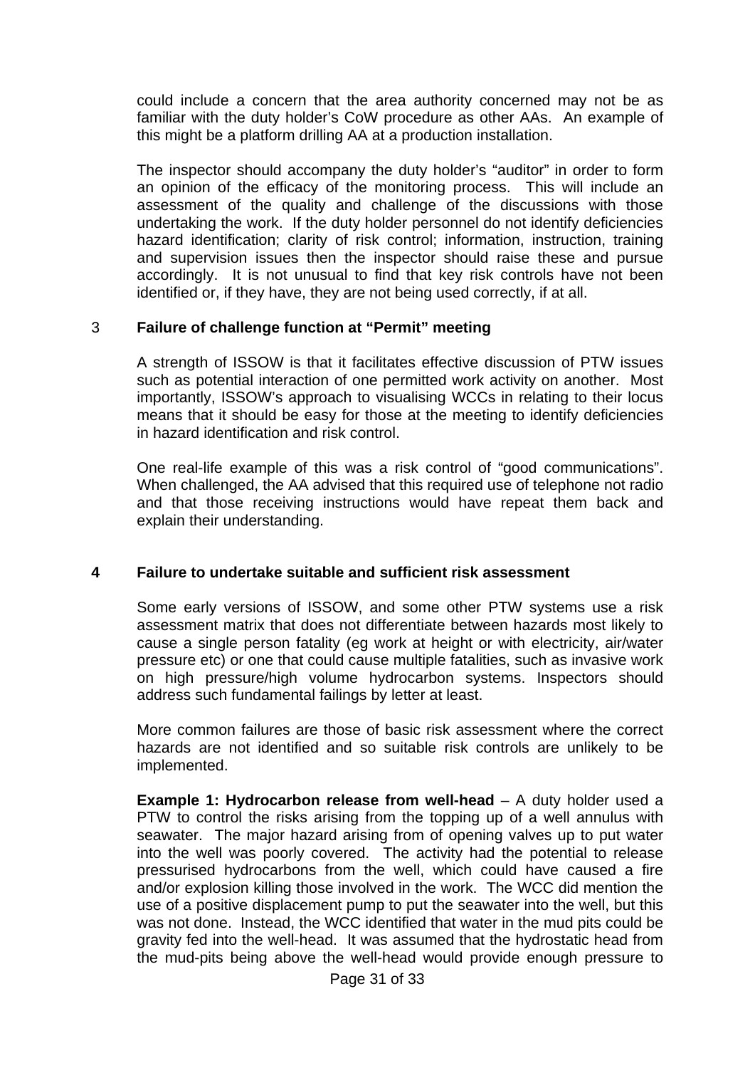could include a concern that the area authority concerned may not be as familiar with the duty holder's CoW procedure as other AAs. An example of this might be a platform drilling AA at a production installation.

The inspector should accompany the duty holder's "auditor" in order to form an opinion of the efficacy of the monitoring process. This will include an assessment of the quality and challenge of the discussions with those undertaking the work. If the duty holder personnel do not identify deficiencies hazard identification; clarity of risk control; information, instruction, training and supervision issues then the inspector should raise these and pursue accordingly. It is not unusual to find that key risk controls have not been identified or, if they have, they are not being used correctly, if at all.

### 3 Failure of challenge function at "Permit" meeting

A strength of ISSOW is that it facilitates effective discussion of PTW issues such as potential interaction of one permitted work activity on another. Most importantly, ISSOW's approach to visualising WCCs in relating to their locus means that it should be easy for those at the meeting to identify deficiencies in hazard identification and risk control.

One real-life example of this was a risk control of "good communications". When challenged, the AA advised that this required use of telephone not radio and that those receiving instructions would have repeat them back and explain their understanding.

### 4 Failure to undertake suitable and sufficient risk assessment

Some early versions of ISSOW, and some other PTW systems use a risk assessment matrix that does not differentiate between hazards most likely to cause a single person fatality (eg work at height or with electricity, air/water pressure etc) or one that could cause multiple fatalities, such as invasive work on high pressure/high volume hydrocarbon systems. Inspectors should address such fundamental failings by letter at least.

More common failures are those of basic risk assessment where the correct hazards are not identified and so suitable risk controls are unlikely to be implemented.

**Example 1: Hydrocarbon release from well-head** – A duty holder used a PTW to control the risks arising from the topping up of a well annulus with seawater. The major hazard arising from of opening valves up to put water into the well was poorly covered. The activity had the potential to release pressurised hydrocarbons from the well, which could have caused a fire and/or explosion killing those involved in the work. The WCC did mention the use of a positive displacement pump to put the seawater into the well, but this was not done. Instead, the WCC identified that water in the mud pits could be gravity fed into the well-head. It was assumed that the hydrostatic head from the mud-pits being above the well-head would provide enough pressure to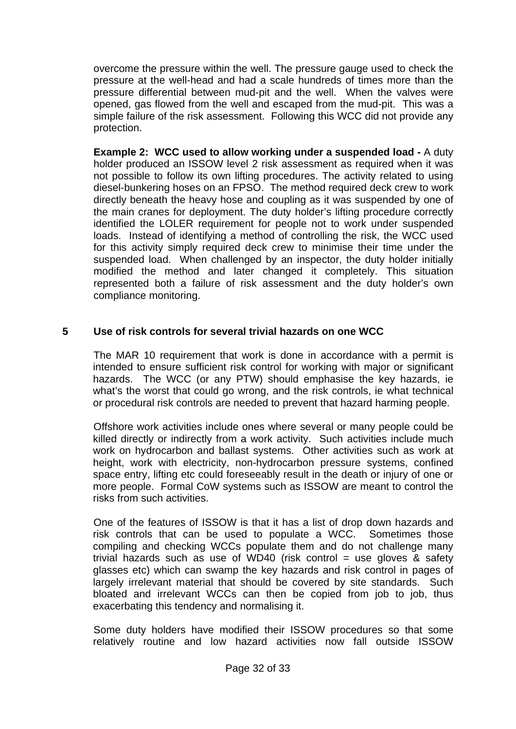overcome the pressure within the well. The pressure gauge used to check the pressure at the well-head and had a scale hundreds of times more than the pressure differential between mud-pit and the well. When the valves were opened, gas flowed from the well and escaped from the mud-pit. This was a simple failure of the risk assessment. Following this WCC did not provide any protection.

**Example 2: WCC used to allow working under a suspended load -** A duty holder produced an ISSOW level 2 risk assessment as required when it was not possible to follow its own lifting procedures. The activity related to using diesel-bunkering hoses on an FPSO. The method required deck crew to work directly beneath the heavy hose and coupling as it was suspended by one of the main cranes for deployment. The duty holder's lifting procedure correctly identified the LOLER requirement for people not to work under suspended loads. Instead of identifying a method of controlling the risk, the WCC used for this activity simply required deck crew to minimise their time under the suspended load. When challenged by an inspector, the duty holder initially modified the method and later changed it completely. This situation represented both a failure of risk assessment and the duty holder's own compliance monitoring.

## 5 Use of risk controls for several trivial hazards on one WCC

The MAR 10 requirement that work is done in accordance with a permit is intended to ensure sufficient risk control for working with major or significant hazards. The WCC (or any PTW) should emphasise the key hazards, ie what's the worst that could go wrong, and the risk controls, ie what technical or procedural risk controls are needed to prevent that hazard harming people.

Offshore work activities include ones where several or many people could be killed directly or indirectly from a work activity. Such activities include much work on hydrocarbon and ballast systems. Other activities such as work at height, work with electricity, non-hydrocarbon pressure systems, confined space entry, lifting etc could foreseeably result in the death or injury of one or more people. Formal CoW systems such as ISSOW are meant to control the risks from such activities.

One of the features of ISSOW is that it has a list of drop down hazards and risk controls that can be used to populate a WCC. Sometimes those compiling and checking WCCs populate them and do not challenge many trivial hazards such as use of WD40 (risk control = use gloves & safety glasses etc) which can swamp the key hazards and risk control in pages of largely irrelevant material that should be covered by site standards. Such bloated and irrelevant WCCs can then be copied from job to job, thus exacerbating this tendency and normalising it.

Some duty holders have modified their ISSOW procedures so that some relatively routine and low hazard activities now fall outside ISSOW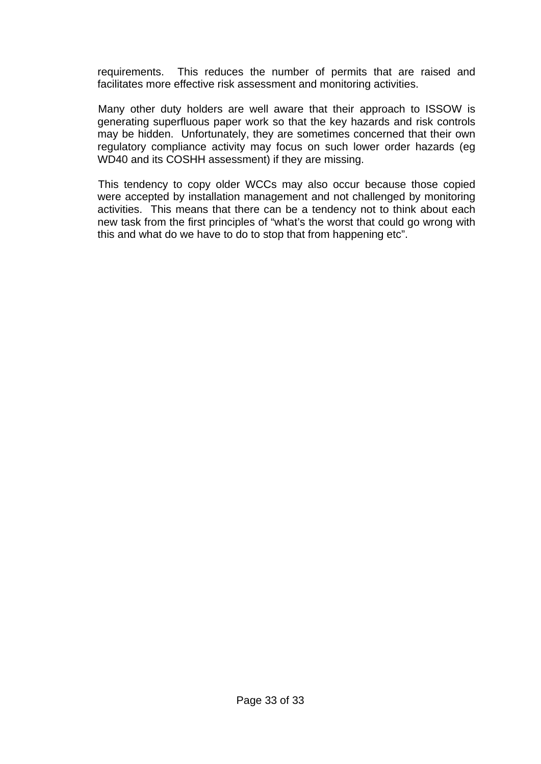requirements. This reduces the number of permits that are raised and facilitates more effective risk assessment and monitoring activities.

Many other duty holders are well aware that their approach to ISSOW is generating superfluous paper work so that the key hazards and risk controls may be hidden. Unfortunately, they are sometimes concerned that their own regulatory compliance activity may focus on such lower order hazards (eg WD40 and its COSHH assessment) if they are missing.

This tendency to copy older WCCs may also occur because those copied were accepted by installation management and not challenged by monitoring activities. This means that there can be a tendency not to think about each new task from the first principles of "what's the worst that could go wrong with this and what do we have to do to stop that from happening etc".